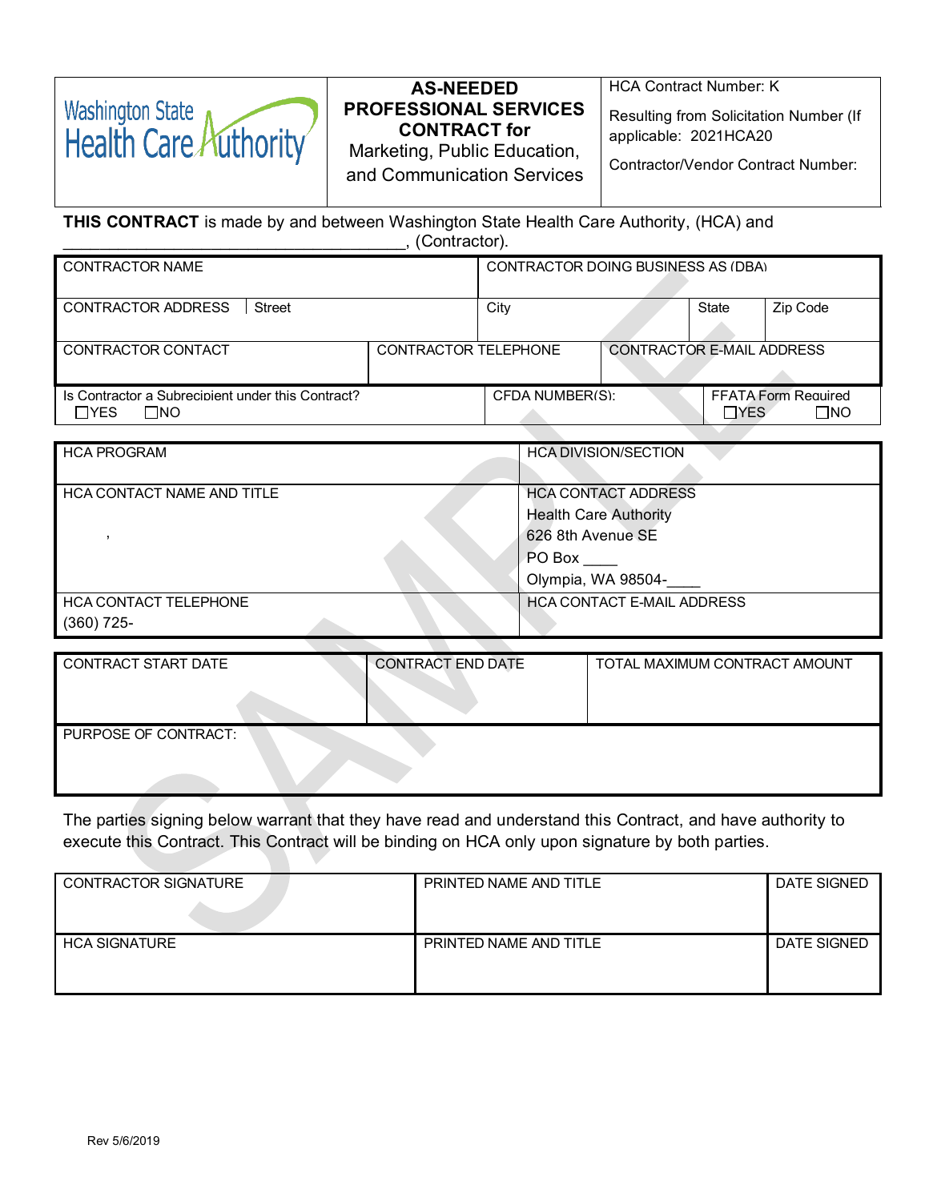| Washington State Health Care Authority | **AS-NEEDED PROFESSIONAL SERVICES CONTRACT for** Marketing, Public Education, and Communication Services | HCA Contract Number: K<br><br>Resulting from Solicitation Number (If applicable: 2021HCA20<br><br>Contractor/Vendor Contract Number: |
|---|---|---|

**THIS CONTRACT** is made by and between Washington State Health Care Authority, (HCA) and ___________________________________, (Contractor).

| CONTRACTOR NAME | | CONTRACTOR DOING BUSINESS AS (DBA) | | |
|---|---|---|---|---|
| CONTRACTOR ADDRESS Street | | City | State | Zip Code |
| CONTRACTOR CONTACT | CONTRACTOR TELEPHONE | CONTRACTOR E-MAIL ADDRESS | | |
| Is Contractor a Subrecipient under this Contract? ☐YES ☐NO | | CFDA NUMBER(S): | FFATA Form Required ☐YES ☐NO | |

| HCA PROGRAM | HCA DIVISION/SECTION |
|---|---|
| HCA CONTACT NAME AND TITLE<br><br>, | HCA CONTACT ADDRESS<br>Health Care Authority<br>626 8th Avenue SE<br>PO Box ____<br>Olympia, WA 98504-____ |
| HCA CONTACT TELEPHONE<br>(360) 725- | HCA CONTACT E-MAIL ADDRESS |

| CONTRACT START DATE | CONTRACT END DATE | TOTAL MAXIMUM CONTRACT AMOUNT |
|---|---|---|
| PURPOSE OF CONTRACT: | | |

The parties signing below warrant that they have read and understand this Contract, and have authority to execute this Contract. This Contract will be binding on HCA only upon signature by both parties.

| CONTRACTOR SIGNATURE | PRINTED NAME AND TITLE | DATE SIGNED |
|---|---|---|
| HCA SIGNATURE | PRINTED NAME AND TITLE | DATE SIGNED |

Rev 5/6/2019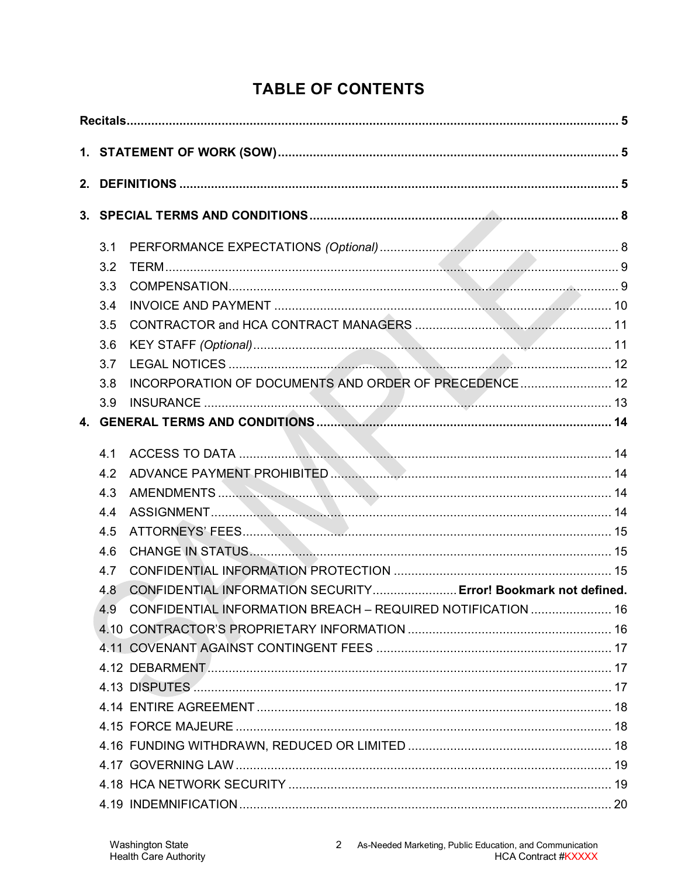# TABLE OF CONTENTS

**Recitals** ..... 5

**1. STATEMENT OF WORK (SOW)** ..... 5

**2. DEFINITIONS** ..... 5

**3. SPECIAL TERMS AND CONDITIONS** ..... 8

- 3.1 PERFORMANCE EXPECTATIONS *(Optional)* ..... 8
- 3.2 TERM ..... 9
- 3.3 COMPENSATION ..... 9
- 3.4 INVOICE AND PAYMENT ..... 10
- 3.5 CONTRACTOR and HCA CONTRACT MANAGERS ..... 11
- 3.6 KEY STAFF *(Optional)* ..... 11
- 3.7 LEGAL NOTICES ..... 12
- 3.8 INCORPORATION OF DOCUMENTS AND ORDER OF PRECEDENCE ..... 12
- 3.9 INSURANCE ..... 13

**4. GENERAL TERMS AND CONDITIONS** ..... 14

- 4.1 ACCESS TO DATA ..... 14
- 4.2 ADVANCE PAYMENT PROHIBITED ..... 14
- 4.3 AMENDMENTS ..... 14
- 4.4 ASSIGNMENT ..... 14
- 4.5 ATTORNEYS' FEES ..... 15
- 4.6 CHANGE IN STATUS ..... 15
- 4.7 CONFIDENTIAL INFORMATION PROTECTION ..... 15
- 4.8 CONFIDENTIAL INFORMATION SECURITY ..... **Error! Bookmark not defined.**
- 4.9 CONFIDENTIAL INFORMATION BREACH – REQUIRED NOTIFICATION ..... 16
- 4.10 CONTRACTOR'S PROPRIETARY INFORMATION ..... 16
- 4.11 COVENANT AGAINST CONTINGENT FEES ..... 17
- 4.12 DEBARMENT ..... 17
- 4.13 DISPUTES ..... 17
- 4.14 ENTIRE AGREEMENT ..... 18
- 4.15 FORCE MAJEURE ..... 18
- 4.16 FUNDING WITHDRAWN, REDUCED OR LIMITED ..... 18
- 4.17 GOVERNING LAW ..... 19
- 4.18 HCA NETWORK SECURITY ..... 19
- 4.19 INDEMNIFICATION ..... 20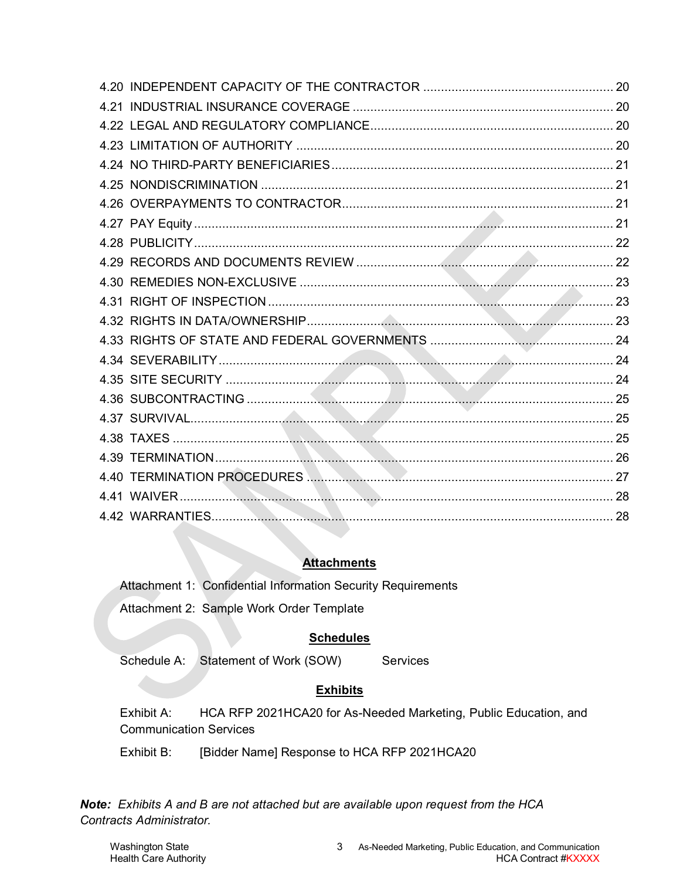4.20 INDEPENDENT CAPACITY OF THE CONTRACTOR ........ 20
4.21 INDUSTRIAL INSURANCE COVERAGE ........ 20
4.22 LEGAL AND REGULATORY COMPLIANCE ........ 20
4.23 LIMITATION OF AUTHORITY ........ 20
4.24 NO THIRD-PARTY BENEFICIARIES ........ 21
4.25 NONDISCRIMINATION ........ 21
4.26 OVERPAYMENTS TO CONTRACTOR ........ 21
4.27 PAY Equity ........ 21
4.28 PUBLICITY ........ 22
4.29 RECORDS AND DOCUMENTS REVIEW ........ 22
4.30 REMEDIES NON-EXCLUSIVE ........ 23
4.31 RIGHT OF INSPECTION ........ 23
4.32 RIGHTS IN DATA/OWNERSHIP ........ 23
4.33 RIGHTS OF STATE AND FEDERAL GOVERNMENTS ........ 24
4.34 SEVERABILITY ........ 24
4.35 SITE SECURITY ........ 24
4.36 SUBCONTRACTING ........ 25
4.37 SURVIVAL ........ 25
4.38 TAXES ........ 25
4.39 TERMINATION ........ 26
4.40 TERMINATION PROCEDURES ........ 27
4.41 WAIVER ........ 28
4.42 WARRANTIES ........ 28

**Attachments**

Attachment 1: Confidential Information Security Requirements

Attachment 2: Sample Work Order Template

**Schedules**

Schedule A: Statement of Work (SOW) Services

**Exhibits**

Exhibit A: HCA RFP 2021HCA20 for As-Needed Marketing, Public Education, and Communication Services

Exhibit B: [Bidder Name] Response to HCA RFP 2021HCA20

***Note:*** *Exhibits A and B are not attached but are available upon request from the HCA Contracts Administrator.*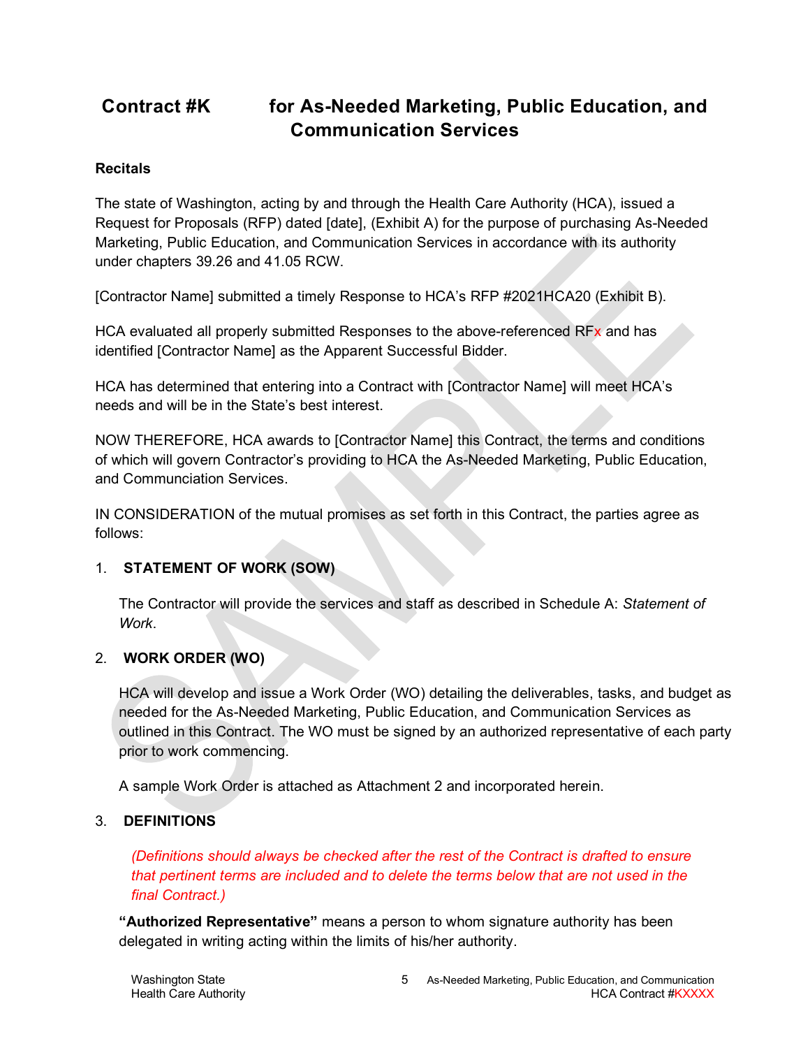# Contract #K for As-Needed Marketing, Public Education, and Communication Services

**Recitals**

The state of Washington, acting by and through the Health Care Authority (HCA), issued a Request for Proposals (RFP) dated [date], (Exhibit A) for the purpose of purchasing As-Needed Marketing, Public Education, and Communication Services in accordance with its authority under chapters 39.26 and 41.05 RCW.

[Contractor Name] submitted a timely Response to HCA's RFP #2021HCA20 (Exhibit B).

HCA evaluated all properly submitted Responses to the above-referenced RFx and has identified [Contractor Name] as the Apparent Successful Bidder.

HCA has determined that entering into a Contract with [Contractor Name] will meet HCA's needs and will be in the State's best interest.

NOW THEREFORE, HCA awards to [Contractor Name] this Contract, the terms and conditions of which will govern Contractor's providing to HCA the As-Needed Marketing, Public Education, and Communciation Services.

IN CONSIDERATION of the mutual promises as set forth in this Contract, the parties agree as follows:

1. **STATEMENT OF WORK (SOW)**

   The Contractor will provide the services and staff as described in Schedule A: *Statement of Work*.

2. **WORK ORDER (WO)**

   HCA will develop and issue a Work Order (WO) detailing the deliverables, tasks, and budget as needed for the As-Needed Marketing, Public Education, and Communication Services as outlined in this Contract. The WO must be signed by an authorized representative of each party prior to work commencing.

   A sample Work Order is attached as Attachment 2 and incorporated herein.

3. **DEFINITIONS**

   *(Definitions should always be checked after the rest of the Contract is drafted to ensure that pertinent terms are included and to delete the terms below that are not used in the final Contract.)*

   **"Authorized Representative"** means a person to whom signature authority has been delegated in writing acting within the limits of his/her authority.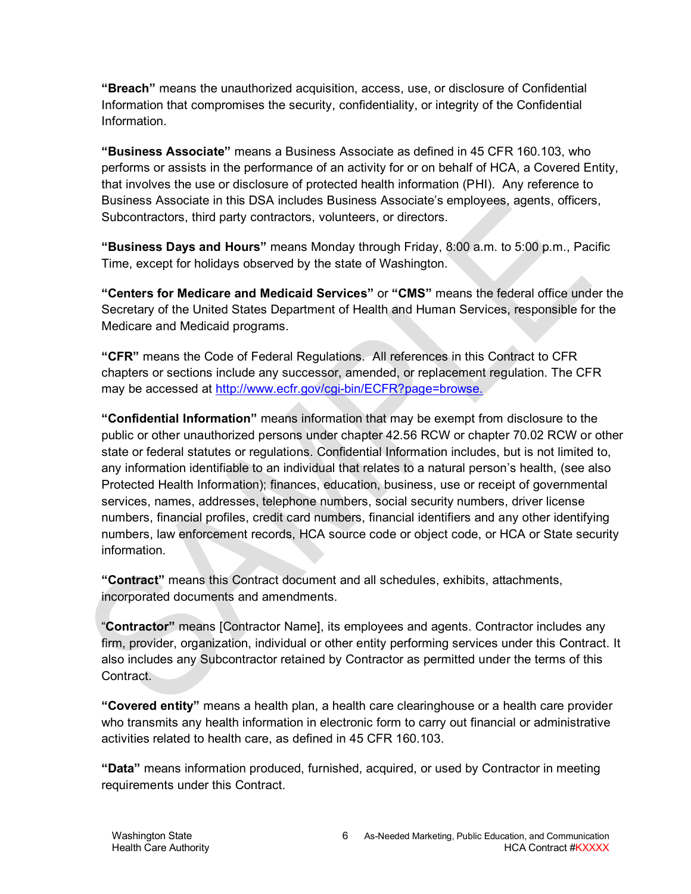**"Breach"** means the unauthorized acquisition, access, use, or disclosure of Confidential Information that compromises the security, confidentiality, or integrity of the Confidential Information.

**"Business Associate"** means a Business Associate as defined in 45 CFR 160.103, who performs or assists in the performance of an activity for or on behalf of HCA, a Covered Entity, that involves the use or disclosure of protected health information (PHI). Any reference to Business Associate in this DSA includes Business Associate's employees, agents, officers, Subcontractors, third party contractors, volunteers, or directors.

**"Business Days and Hours"** means Monday through Friday, 8:00 a.m. to 5:00 p.m., Pacific Time, except for holidays observed by the state of Washington.

**"Centers for Medicare and Medicaid Services"** or **"CMS"** means the federal office under the Secretary of the United States Department of Health and Human Services, responsible for the Medicare and Medicaid programs.

**"CFR"** means the Code of Federal Regulations. All references in this Contract to CFR chapters or sections include any successor, amended, or replacement regulation. The CFR may be accessed at [http://www.ecfr.gov/cgi-bin/ECFR?page=browse.](http://www.ecfr.gov/cgi-bin/ECFR?page=browse)

**"Confidential Information"** means information that may be exempt from disclosure to the public or other unauthorized persons under chapter 42.56 RCW or chapter 70.02 RCW or other state or federal statutes or regulations. Confidential Information includes, but is not limited to, any information identifiable to an individual that relates to a natural person's health, (see also Protected Health Information); finances, education, business, use or receipt of governmental services, names, addresses, telephone numbers, social security numbers, driver license numbers, financial profiles, credit card numbers, financial identifiers and any other identifying numbers, law enforcement records, HCA source code or object code, or HCA or State security information.

**"Contract"** means this Contract document and all schedules, exhibits, attachments, incorporated documents and amendments.

"**Contractor"** means [Contractor Name], its employees and agents. Contractor includes any firm, provider, organization, individual or other entity performing services under this Contract. It also includes any Subcontractor retained by Contractor as permitted under the terms of this Contract.

**"Covered entity"** means a health plan, a health care clearinghouse or a health care provider who transmits any health information in electronic form to carry out financial or administrative activities related to health care, as defined in 45 CFR 160.103.

**"Data"** means information produced, furnished, acquired, or used by Contractor in meeting requirements under this Contract.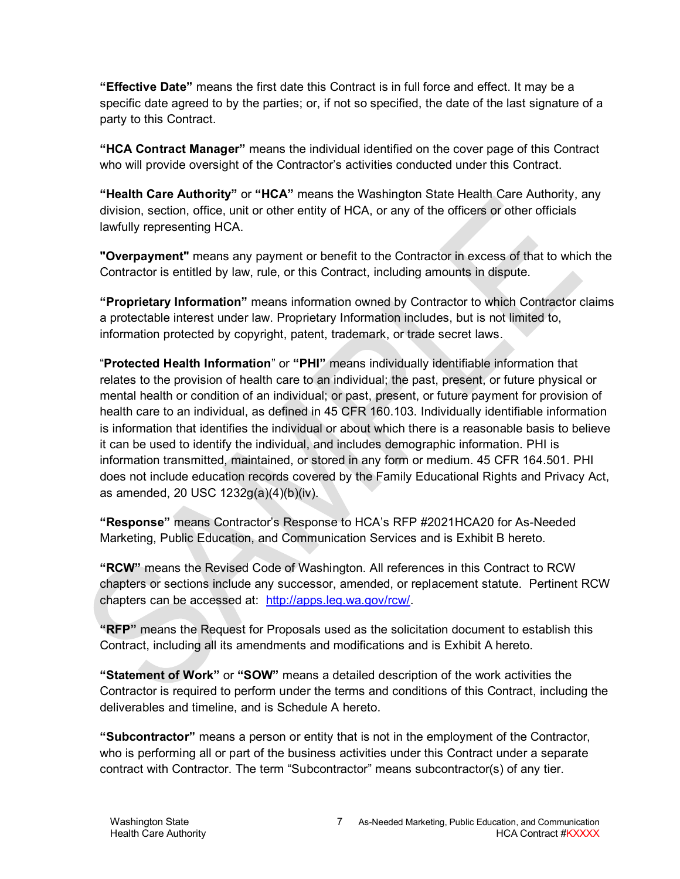**"Effective Date"** means the first date this Contract is in full force and effect. It may be a specific date agreed to by the parties; or, if not so specified, the date of the last signature of a party to this Contract.

**"HCA Contract Manager"** means the individual identified on the cover page of this Contract who will provide oversight of the Contractor's activities conducted under this Contract.

**"Health Care Authority"** or **"HCA"** means the Washington State Health Care Authority, any division, section, office, unit or other entity of HCA, or any of the officers or other officials lawfully representing HCA.

**"Overpayment"** means any payment or benefit to the Contractor in excess of that to which the Contractor is entitled by law, rule, or this Contract, including amounts in dispute.

**"Proprietary Information"** means information owned by Contractor to which Contractor claims a protectable interest under law. Proprietary Information includes, but is not limited to, information protected by copyright, patent, trademark, or trade secret laws.

"**Protected Health Information**" or **"PHI"** means individually identifiable information that relates to the provision of health care to an individual; the past, present, or future physical or mental health or condition of an individual; or past, present, or future payment for provision of health care to an individual, as defined in 45 CFR 160.103. Individually identifiable information is information that identifies the individual or about which there is a reasonable basis to believe it can be used to identify the individual, and includes demographic information. PHI is information transmitted, maintained, or stored in any form or medium. 45 CFR 164.501. PHI does not include education records covered by the Family Educational Rights and Privacy Act, as amended, 20 USC 1232g(a)(4)(b)(iv).

**"Response"** means Contractor's Response to HCA's RFP #2021HCA20 for As-Needed Marketing, Public Education, and Communication Services and is Exhibit B hereto.

**"RCW"** means the Revised Code of Washington. All references in this Contract to RCW chapters or sections include any successor, amended, or replacement statute. Pertinent RCW chapters can be accessed at: [http://apps.leg.wa.gov/rcw/](http://apps.leg.wa.gov/rcw/).

**"RFP"** means the Request for Proposals used as the solicitation document to establish this Contract, including all its amendments and modifications and is Exhibit A hereto.

**"Statement of Work"** or **"SOW"** means a detailed description of the work activities the Contractor is required to perform under the terms and conditions of this Contract, including the deliverables and timeline, and is Schedule A hereto.

**"Subcontractor"** means a person or entity that is not in the employment of the Contractor, who is performing all or part of the business activities under this Contract under a separate contract with Contractor. The term "Subcontractor" means subcontractor(s) of any tier.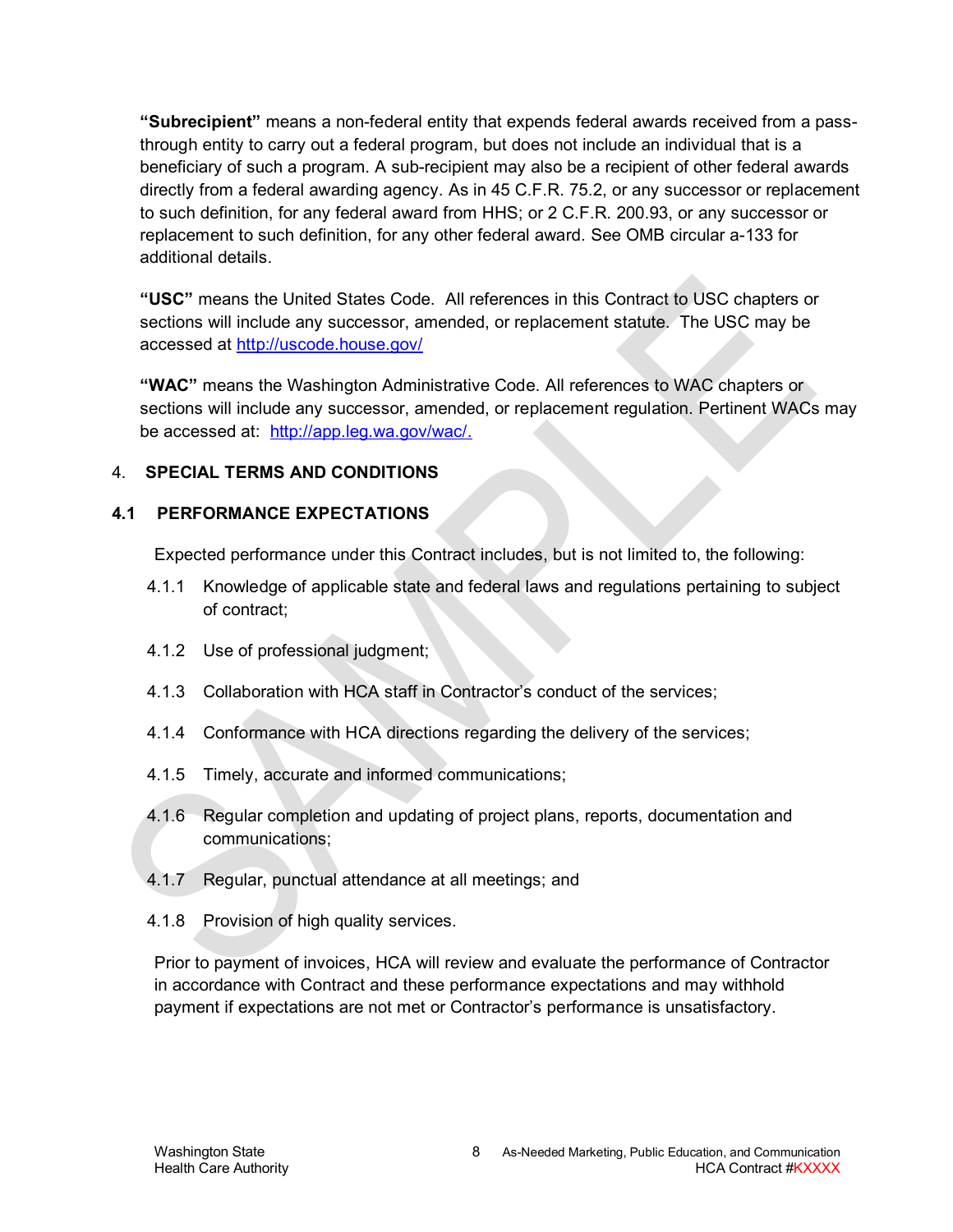**"Subrecipient"** means a non-federal entity that expends federal awards received from a pass-through entity to carry out a federal program, but does not include an individual that is a beneficiary of such a program. A sub-recipient may also be a recipient of other federal awards directly from a federal awarding agency. As in 45 C.F.R. 75.2, or any successor or replacement to such definition, for any federal award from HHS; or 2 C.F.R. 200.93, or any successor or replacement to such definition, for any other federal award. See OMB circular a-133 for additional details.

**"USC"** means the United States Code. All references in this Contract to USC chapters or sections will include any successor, amended, or replacement statute. The USC may be accessed at http://uscode.house.gov/

**"WAC"** means the Washington Administrative Code. All references to WAC chapters or sections will include any successor, amended, or replacement regulation. Pertinent WACs may be accessed at: http://app.leg.wa.gov/wac/.

## 4. SPECIAL TERMS AND CONDITIONS

### 4.1 PERFORMANCE EXPECTATIONS

Expected performance under this Contract includes, but is not limited to, the following:

4.1.1 Knowledge of applicable state and federal laws and regulations pertaining to subject of contract;

4.1.2 Use of professional judgment;

4.1.3 Collaboration with HCA staff in Contractor's conduct of the services;

4.1.4 Conformance with HCA directions regarding the delivery of the services;

4.1.5 Timely, accurate and informed communications;

4.1.6 Regular completion and updating of project plans, reports, documentation and communications;

4.1.7 Regular, punctual attendance at all meetings; and

4.1.8 Provision of high quality services.

Prior to payment of invoices, HCA will review and evaluate the performance of Contractor in accordance with Contract and these performance expectations and may withhold payment if expectations are not met or Contractor's performance is unsatisfactory.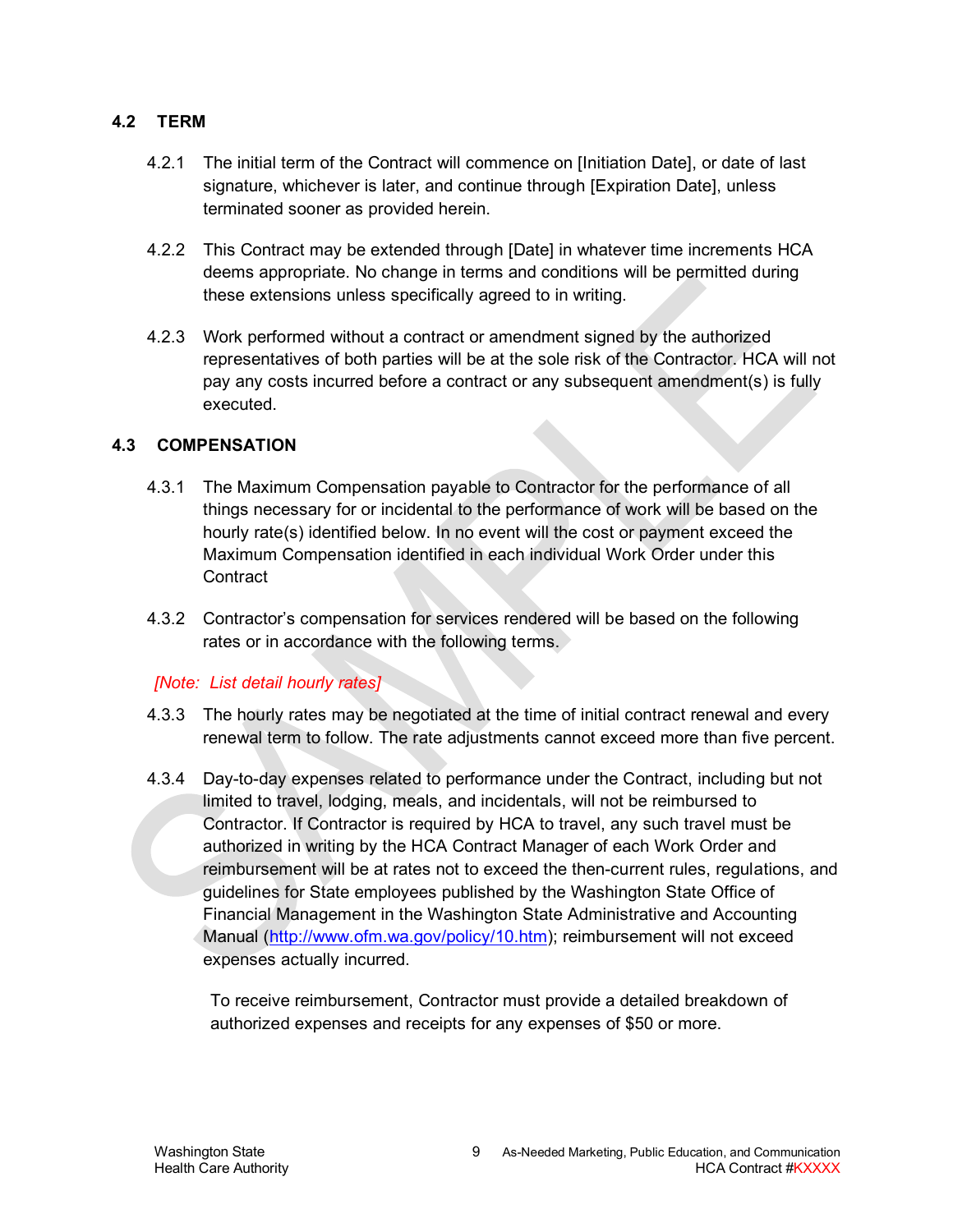### 4.2 TERM

4.2.1 The initial term of the Contract will commence on [Initiation Date], or date of last signature, whichever is later, and continue through [Expiration Date], unless terminated sooner as provided herein.

4.2.2 This Contract may be extended through [Date] in whatever time increments HCA deems appropriate. No change in terms and conditions will be permitted during these extensions unless specifically agreed to in writing.

4.2.3 Work performed without a contract or amendment signed by the authorized representatives of both parties will be at the sole risk of the Contractor. HCA will not pay any costs incurred before a contract or any subsequent amendment(s) is fully executed.

### 4.3 COMPENSATION

4.3.1 The Maximum Compensation payable to Contractor for the performance of all things necessary for or incidental to the performance of work will be based on the hourly rate(s) identified below. In no event will the cost or payment exceed the Maximum Compensation identified in each individual Work Order under this Contract

4.3.2 Contractor's compensation for services rendered will be based on the following rates or in accordance with the following terms.

*[Note: List detail hourly rates]*

4.3.3 The hourly rates may be negotiated at the time of initial contract renewal and every renewal term to follow. The rate adjustments cannot exceed more than five percent.

4.3.4 Day-to-day expenses related to performance under the Contract, including but not limited to travel, lodging, meals, and incidentals, will not be reimbursed to Contractor. If Contractor is required by HCA to travel, any such travel must be authorized in writing by the HCA Contract Manager of each Work Order and reimbursement will be at rates not to exceed the then-current rules, regulations, and guidelines for State employees published by the Washington State Office of Financial Management in the Washington State Administrative and Accounting Manual (http://www.ofm.wa.gov/policy/10.htm); reimbursement will not exceed expenses actually incurred.

To receive reimbursement, Contractor must provide a detailed breakdown of authorized expenses and receipts for any expenses of $50 or more.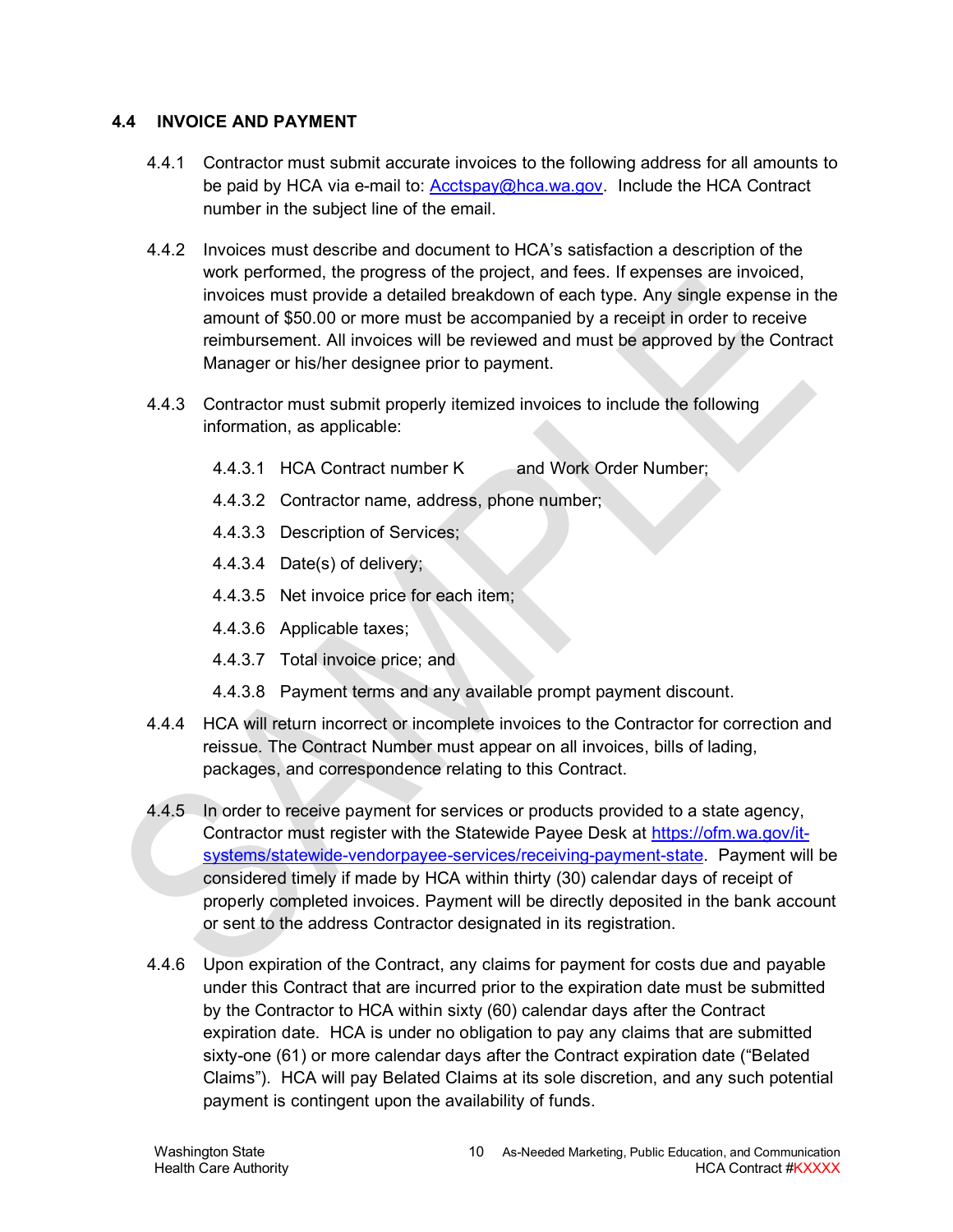### 4.4 INVOICE AND PAYMENT

4.4.1 Contractor must submit accurate invoices to the following address for all amounts to be paid by HCA via e-mail to: Acctspay@hca.wa.gov. Include the HCA Contract number in the subject line of the email.

4.4.2 Invoices must describe and document to HCA's satisfaction a description of the work performed, the progress of the project, and fees. If expenses are invoiced, invoices must provide a detailed breakdown of each type. Any single expense in the amount of $50.00 or more must be accompanied by a receipt in order to receive reimbursement. All invoices will be reviewed and must be approved by the Contract Manager or his/her designee prior to payment.

4.4.3 Contractor must submit properly itemized invoices to include the following information, as applicable:

- 4.4.3.1 HCA Contract number K and Work Order Number;
- 4.4.3.2 Contractor name, address, phone number;
- 4.4.3.3 Description of Services;
- 4.4.3.4 Date(s) of delivery;
- 4.4.3.5 Net invoice price for each item;
- 4.4.3.6 Applicable taxes;
- 4.4.3.7 Total invoice price; and
- 4.4.3.8 Payment terms and any available prompt payment discount.

4.4.4 HCA will return incorrect or incomplete invoices to the Contractor for correction and reissue. The Contract Number must appear on all invoices, bills of lading, packages, and correspondence relating to this Contract.

4.4.5 In order to receive payment for services or products provided to a state agency, Contractor must register with the Statewide Payee Desk at https://ofm.wa.gov/it-systems/statewide-vendorpayee-services/receiving-payment-state. Payment will be considered timely if made by HCA within thirty (30) calendar days of receipt of properly completed invoices. Payment will be directly deposited in the bank account or sent to the address Contractor designated in its registration.

4.4.6 Upon expiration of the Contract, any claims for payment for costs due and payable under this Contract that are incurred prior to the expiration date must be submitted by the Contractor to HCA within sixty (60) calendar days after the Contract expiration date. HCA is under no obligation to pay any claims that are submitted sixty-one (61) or more calendar days after the Contract expiration date ("Belated Claims"). HCA will pay Belated Claims at its sole discretion, and any such potential payment is contingent upon the availability of funds.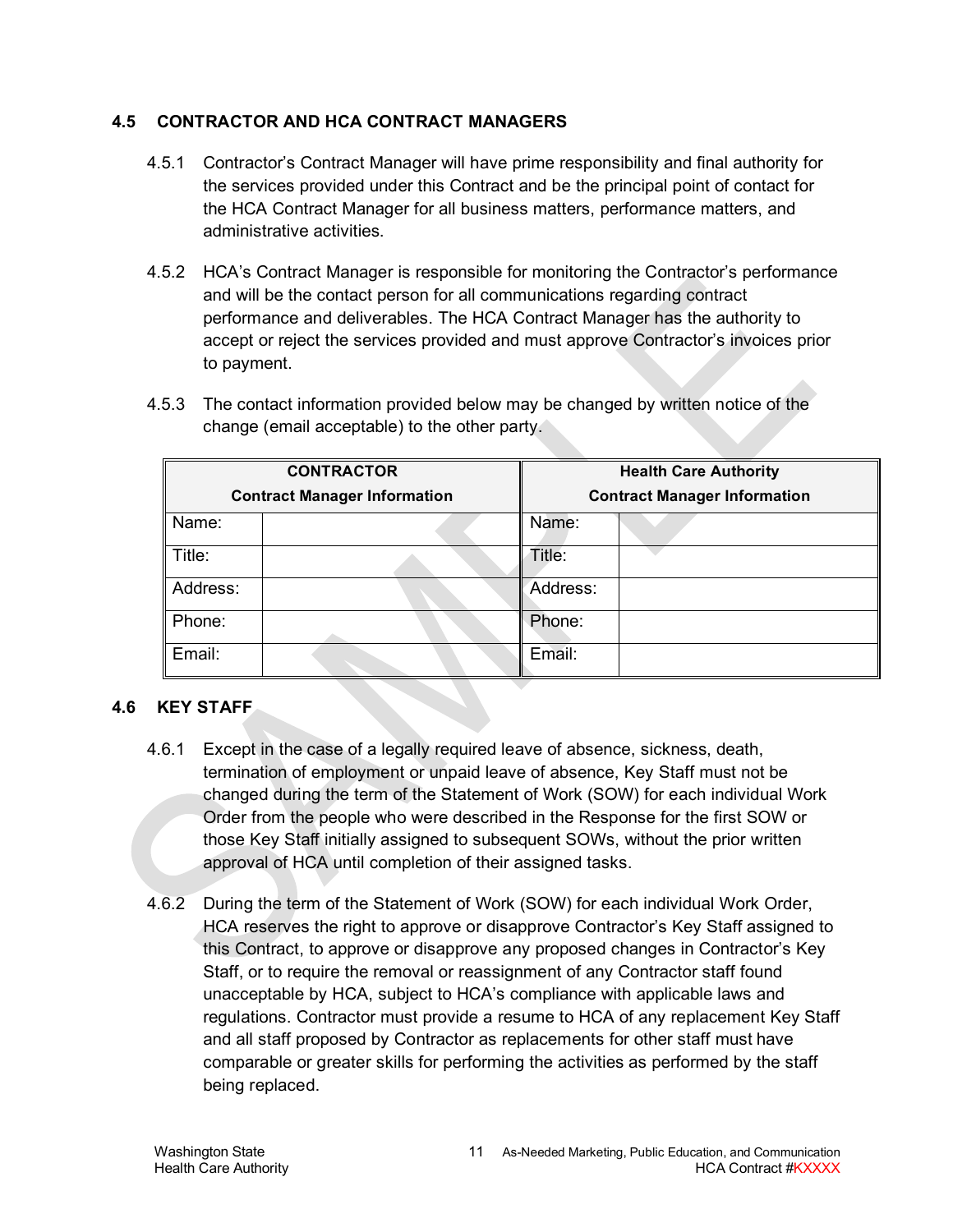## 4.5 CONTRACTOR AND HCA CONTRACT MANAGERS

4.5.1 Contractor's Contract Manager will have prime responsibility and final authority for the services provided under this Contract and be the principal point of contact for the HCA Contract Manager for all business matters, performance matters, and administrative activities.

4.5.2 HCA's Contract Manager is responsible for monitoring the Contractor's performance and will be the contact person for all communications regarding contract performance and deliverables. The HCA Contract Manager has the authority to accept or reject the services provided and must approve Contractor's invoices prior to payment.

4.5.3 The contact information provided below may be changed by written notice of the change (email acceptable) to the other party.

| **CONTRACTOR Contract Manager Information** | | **Health Care Authority Contract Manager Information** | |
|---|---|---|---|
| Name: | | Name: | |
| Title: | | Title: | |
| Address: | | Address: | |
| Phone: | | Phone: | |
| Email: | | Email: | |

## 4.6 KEY STAFF

4.6.1 Except in the case of a legally required leave of absence, sickness, death, termination of employment or unpaid leave of absence, Key Staff must not be changed during the term of the Statement of Work (SOW) for each individual Work Order from the people who were described in the Response for the first SOW or those Key Staff initially assigned to subsequent SOWs, without the prior written approval of HCA until completion of their assigned tasks.

4.6.2 During the term of the Statement of Work (SOW) for each individual Work Order, HCA reserves the right to approve or disapprove Contractor's Key Staff assigned to this Contract, to approve or disapprove any proposed changes in Contractor's Key Staff, or to require the removal or reassignment of any Contractor staff found unacceptable by HCA, subject to HCA's compliance with applicable laws and regulations. Contractor must provide a resume to HCA of any replacement Key Staff and all staff proposed by Contractor as replacements for other staff must have comparable or greater skills for performing the activities as performed by the staff being replaced.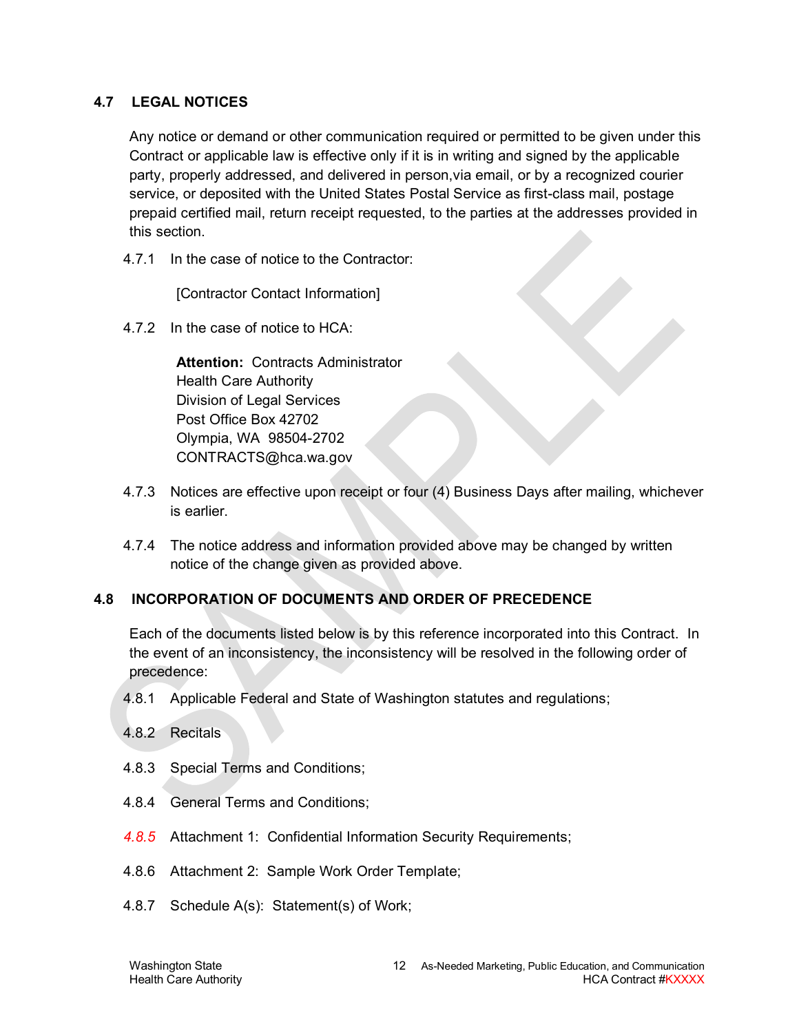## 4.7 LEGAL NOTICES

Any notice or demand or other communication required or permitted to be given under this Contract or applicable law is effective only if it is in writing and signed by the applicable party, properly addressed, and delivered in person,via email, or by a recognized courier service, or deposited with the United States Postal Service as first-class mail, postage prepaid certified mail, return receipt requested, to the parties at the addresses provided in this section.

4.7.1 In the case of notice to the Contractor:

[Contractor Contact Information]

4.7.2 In the case of notice to HCA:

**Attention:** Contracts Administrator
Health Care Authority
Division of Legal Services
Post Office Box 42702
Olympia, WA 98504-2702
CONTRACTS@hca.wa.gov

4.7.3 Notices are effective upon receipt or four (4) Business Days after mailing, whichever is earlier.

4.7.4 The notice address and information provided above may be changed by written notice of the change given as provided above.

## 4.8 INCORPORATION OF DOCUMENTS AND ORDER OF PRECEDENCE

Each of the documents listed below is by this reference incorporated into this Contract. In the event of an inconsistency, the inconsistency will be resolved in the following order of precedence:

4.8.1 Applicable Federal and State of Washington statutes and regulations;

4.8.2 Recitals

4.8.3 Special Terms and Conditions;

4.8.4 General Terms and Conditions;

*4.8.5* Attachment 1: Confidential Information Security Requirements;

4.8.6 Attachment 2: Sample Work Order Template;

4.8.7 Schedule A(s): Statement(s) of Work;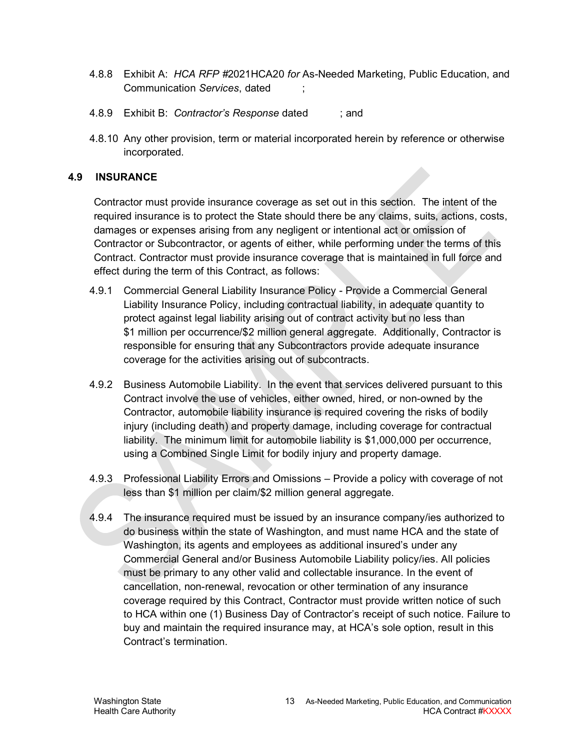4.8.8 Exhibit A: *HCA RFP* #2021HCA20 *for* As-Needed Marketing, Public Education, and Communication *Services*, dated ;

4.8.9 Exhibit B: *Contractor's Response* dated ; and

4.8.10 Any other provision, term or material incorporated herein by reference or otherwise incorporated.

## 4.9 INSURANCE

Contractor must provide insurance coverage as set out in this section. The intent of the required insurance is to protect the State should there be any claims, suits, actions, costs, damages or expenses arising from any negligent or intentional act or omission of Contractor or Subcontractor, or agents of either, while performing under the terms of this Contract. Contractor must provide insurance coverage that is maintained in full force and effect during the term of this Contract, as follows:

4.9.1 Commercial General Liability Insurance Policy - Provide a Commercial General Liability Insurance Policy, including contractual liability, in adequate quantity to protect against legal liability arising out of contract activity but no less than $1 million per occurrence/$2 million general aggregate. Additionally, Contractor is responsible for ensuring that any Subcontractors provide adequate insurance coverage for the activities arising out of subcontracts.

4.9.2 Business Automobile Liability. In the event that services delivered pursuant to this Contract involve the use of vehicles, either owned, hired, or non-owned by the Contractor, automobile liability insurance is required covering the risks of bodily injury (including death) and property damage, including coverage for contractual liability. The minimum limit for automobile liability is $1,000,000 per occurrence, using a Combined Single Limit for bodily injury and property damage.

4.9.3 Professional Liability Errors and Omissions – Provide a policy with coverage of not less than $1 million per claim/$2 million general aggregate.

4.9.4 The insurance required must be issued by an insurance company/ies authorized to do business within the state of Washington, and must name HCA and the state of Washington, its agents and employees as additional insured's under any Commercial General and/or Business Automobile Liability policy/ies. All policies must be primary to any other valid and collectable insurance. In the event of cancellation, non-renewal, revocation or other termination of any insurance coverage required by this Contract, Contractor must provide written notice of such to HCA within one (1) Business Day of Contractor's receipt of such notice. Failure to buy and maintain the required insurance may, at HCA's sole option, result in this Contract's termination.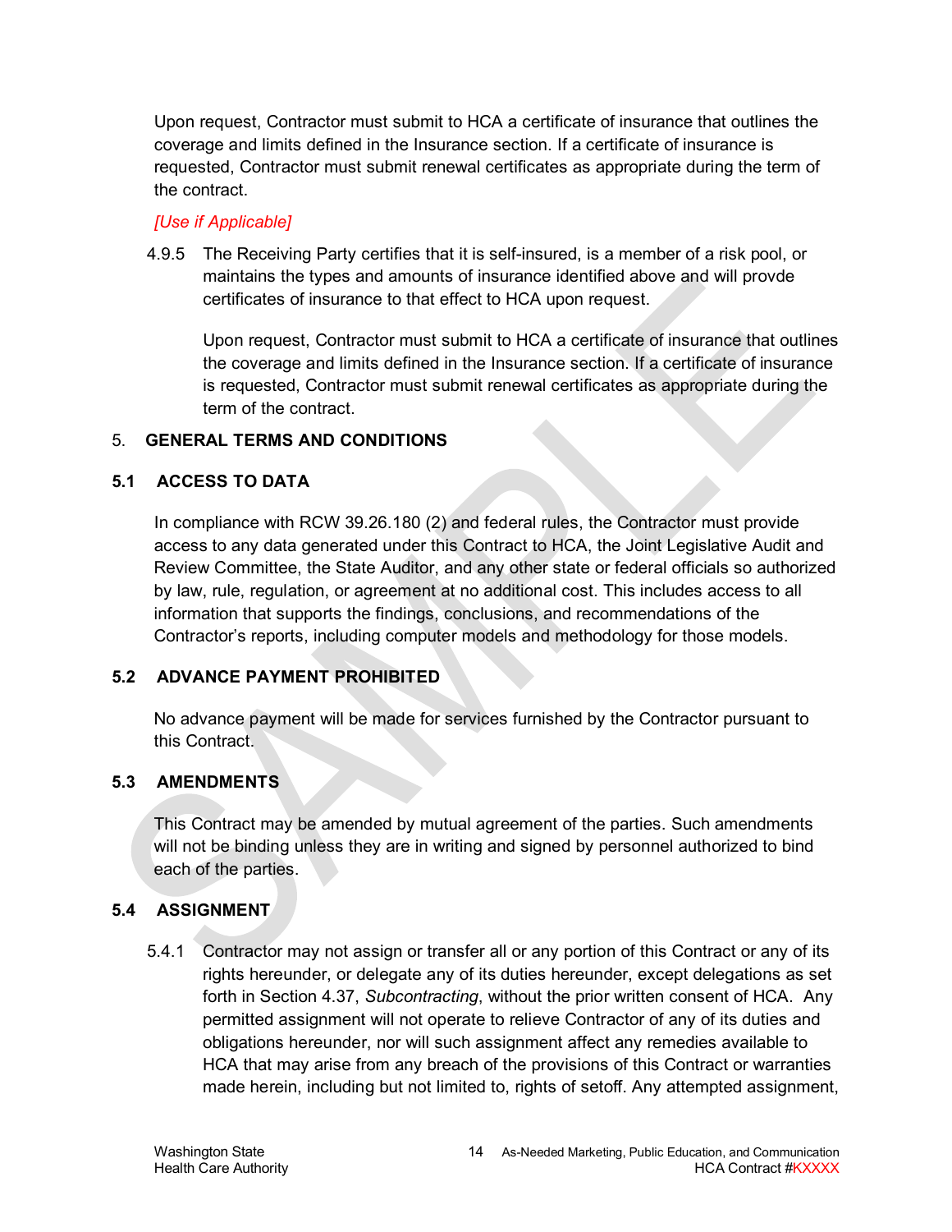Upon request, Contractor must submit to HCA a certificate of insurance that outlines the coverage and limits defined in the Insurance section. If a certificate of insurance is requested, Contractor must submit renewal certificates as appropriate during the term of the contract.

*[Use if Applicable]*

4.9.5 The Receiving Party certifies that it is self-insured, is a member of a risk pool, or maintains the types and amounts of insurance identified above and will provde certificates of insurance to that effect to HCA upon request.

Upon request, Contractor must submit to HCA a certificate of insurance that outlines the coverage and limits defined in the Insurance section. If a certificate of insurance is requested, Contractor must submit renewal certificates as appropriate during the term of the contract.

## 5. GENERAL TERMS AND CONDITIONS

### 5.1 ACCESS TO DATA

In compliance with RCW 39.26.180 (2) and federal rules, the Contractor must provide access to any data generated under this Contract to HCA, the Joint Legislative Audit and Review Committee, the State Auditor, and any other state or federal officials so authorized by law, rule, regulation, or agreement at no additional cost. This includes access to all information that supports the findings, conclusions, and recommendations of the Contractor's reports, including computer models and methodology for those models.

### 5.2 ADVANCE PAYMENT PROHIBITED

No advance payment will be made for services furnished by the Contractor pursuant to this Contract.

### 5.3 AMENDMENTS

This Contract may be amended by mutual agreement of the parties. Such amendments will not be binding unless they are in writing and signed by personnel authorized to bind each of the parties.

### 5.4 ASSIGNMENT

5.4.1 Contractor may not assign or transfer all or any portion of this Contract or any of its rights hereunder, or delegate any of its duties hereunder, except delegations as set forth in Section 4.37, *Subcontracting*, without the prior written consent of HCA. Any permitted assignment will not operate to relieve Contractor of any of its duties and obligations hereunder, nor will such assignment affect any remedies available to HCA that may arise from any breach of the provisions of this Contract or warranties made herein, including but not limited to, rights of setoff. Any attempted assignment,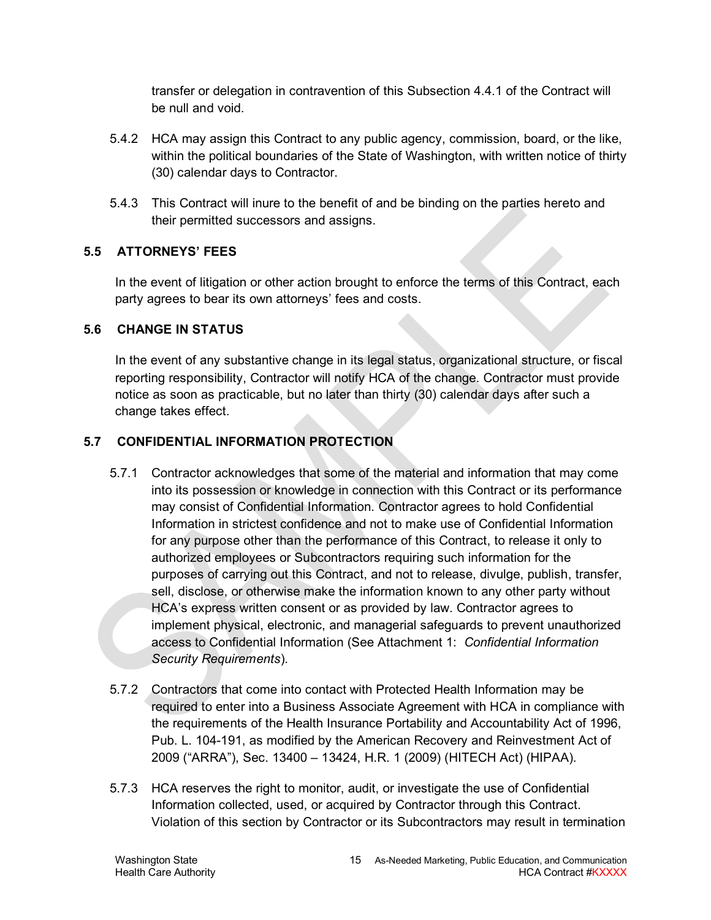transfer or delegation in contravention of this Subsection 4.4.1 of the Contract will be null and void.

5.4.2 HCA may assign this Contract to any public agency, commission, board, or the like, within the political boundaries of the State of Washington, with written notice of thirty (30) calendar days to Contractor.

5.4.3 This Contract will inure to the benefit of and be binding on the parties hereto and their permitted successors and assigns.

### 5.5 ATTORNEYS' FEES

In the event of litigation or other action brought to enforce the terms of this Contract, each party agrees to bear its own attorneys' fees and costs.

### 5.6 CHANGE IN STATUS

In the event of any substantive change in its legal status, organizational structure, or fiscal reporting responsibility, Contractor will notify HCA of the change. Contractor must provide notice as soon as practicable, but no later than thirty (30) calendar days after such a change takes effect.

### 5.7 CONFIDENTIAL INFORMATION PROTECTION

5.7.1 Contractor acknowledges that some of the material and information that may come into its possession or knowledge in connection with this Contract or its performance may consist of Confidential Information. Contractor agrees to hold Confidential Information in strictest confidence and not to make use of Confidential Information for any purpose other than the performance of this Contract, to release it only to authorized employees or Subcontractors requiring such information for the purposes of carrying out this Contract, and not to release, divulge, publish, transfer, sell, disclose, or otherwise make the information known to any other party without HCA's express written consent or as provided by law. Contractor agrees to implement physical, electronic, and managerial safeguards to prevent unauthorized access to Confidential Information (See Attachment 1: *Confidential Information Security Requirements*).

5.7.2 Contractors that come into contact with Protected Health Information may be required to enter into a Business Associate Agreement with HCA in compliance with the requirements of the Health Insurance Portability and Accountability Act of 1996, Pub. L. 104-191, as modified by the American Recovery and Reinvestment Act of 2009 ("ARRA"), Sec. 13400 – 13424, H.R. 1 (2009) (HITECH Act) (HIPAA).

5.7.3 HCA reserves the right to monitor, audit, or investigate the use of Confidential Information collected, used, or acquired by Contractor through this Contract. Violation of this section by Contractor or its Subcontractors may result in termination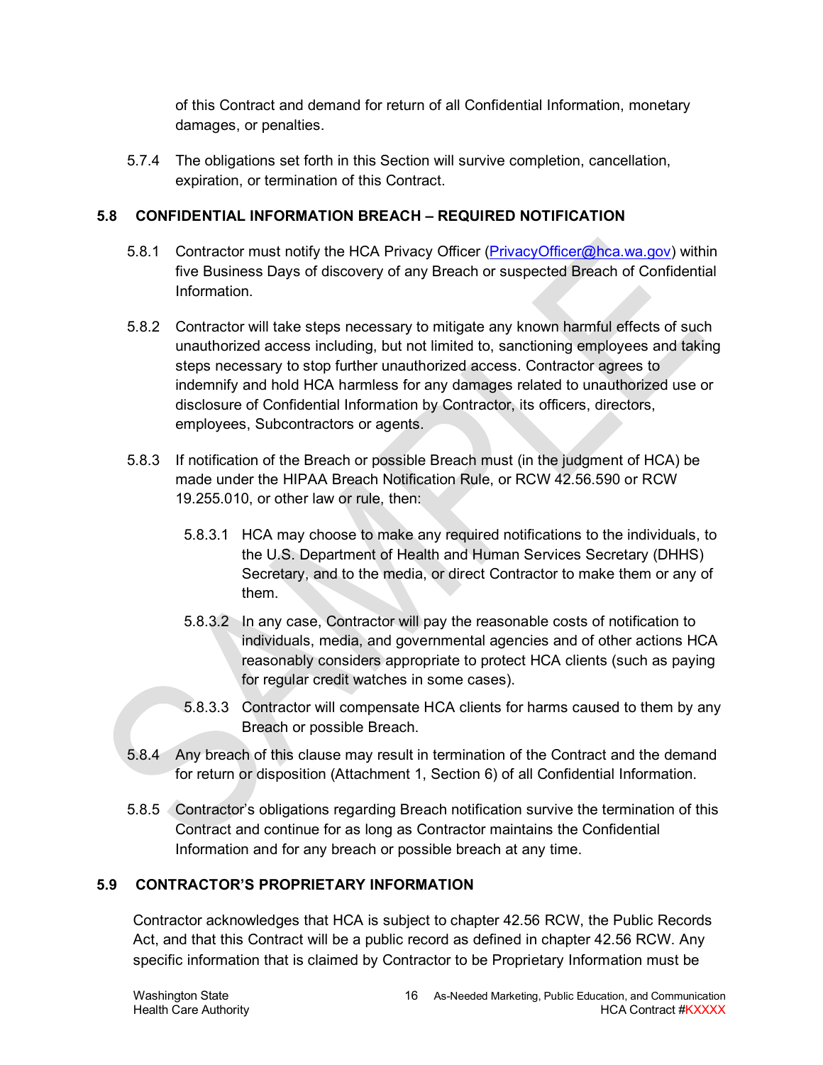of this Contract and demand for return of all Confidential Information, monetary damages, or penalties.

5.7.4 The obligations set forth in this Section will survive completion, cancellation, expiration, or termination of this Contract.

## 5.8 CONFIDENTIAL INFORMATION BREACH – REQUIRED NOTIFICATION

5.8.1 Contractor must notify the HCA Privacy Officer (PrivacyOfficer@hca.wa.gov) within five Business Days of discovery of any Breach or suspected Breach of Confidential Information.

5.8.2 Contractor will take steps necessary to mitigate any known harmful effects of such unauthorized access including, but not limited to, sanctioning employees and taking steps necessary to stop further unauthorized access. Contractor agrees to indemnify and hold HCA harmless for any damages related to unauthorized use or disclosure of Confidential Information by Contractor, its officers, directors, employees, Subcontractors or agents.

5.8.3 If notification of the Breach or possible Breach must (in the judgment of HCA) be made under the HIPAA Breach Notification Rule, or RCW 42.56.590 or RCW 19.255.010, or other law or rule, then:

5.8.3.1 HCA may choose to make any required notifications to the individuals, to the U.S. Department of Health and Human Services Secretary (DHHS) Secretary, and to the media, or direct Contractor to make them or any of them.

5.8.3.2 In any case, Contractor will pay the reasonable costs of notification to individuals, media, and governmental agencies and of other actions HCA reasonably considers appropriate to protect HCA clients (such as paying for regular credit watches in some cases).

5.8.3.3 Contractor will compensate HCA clients for harms caused to them by any Breach or possible Breach.

5.8.4 Any breach of this clause may result in termination of the Contract and the demand for return or disposition (Attachment 1, Section 6) of all Confidential Information.

5.8.5 Contractor's obligations regarding Breach notification survive the termination of this Contract and continue for as long as Contractor maintains the Confidential Information and for any breach or possible breach at any time.

## 5.9 CONTRACTOR'S PROPRIETARY INFORMATION

Contractor acknowledges that HCA is subject to chapter 42.56 RCW, the Public Records Act, and that this Contract will be a public record as defined in chapter 42.56 RCW. Any specific information that is claimed by Contractor to be Proprietary Information must be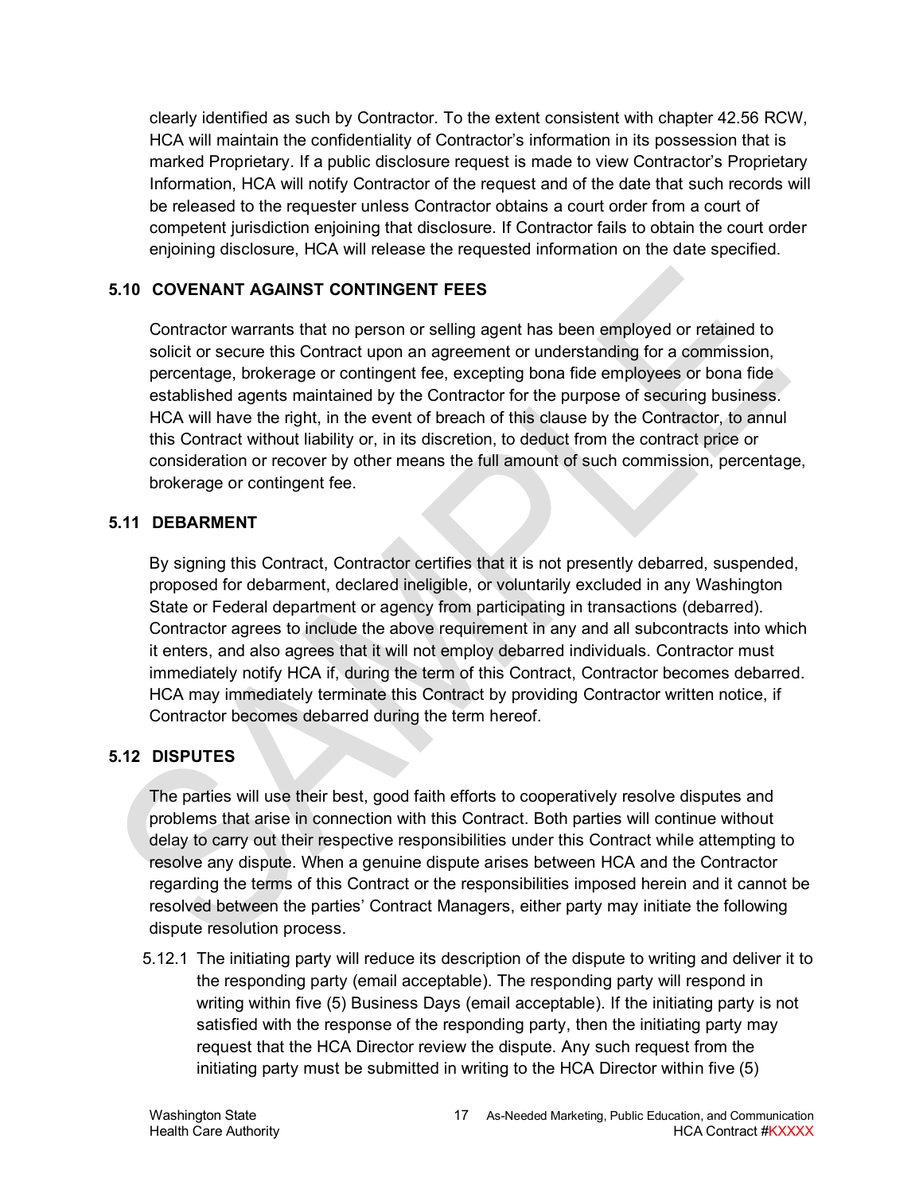clearly identified as such by Contractor. To the extent consistent with chapter 42.56 RCW, HCA will maintain the confidentiality of Contractor's information in its possession that is marked Proprietary. If a public disclosure request is made to view Contractor's Proprietary Information, HCA will notify Contractor of the request and of the date that such records will be released to the requester unless Contractor obtains a court order from a court of competent jurisdiction enjoining that disclosure. If Contractor fails to obtain the court order enjoining disclosure, HCA will release the requested information on the date specified.

### 5.10 COVENANT AGAINST CONTINGENT FEES

Contractor warrants that no person or selling agent has been employed or retained to solicit or secure this Contract upon an agreement or understanding for a commission, percentage, brokerage or contingent fee, excepting bona fide employees or bona fide established agents maintained by the Contractor for the purpose of securing business. HCA will have the right, in the event of breach of this clause by the Contractor, to annul this Contract without liability or, in its discretion, to deduct from the contract price or consideration or recover by other means the full amount of such commission, percentage, brokerage or contingent fee.

### 5.11 DEBARMENT

By signing this Contract, Contractor certifies that it is not presently debarred, suspended, proposed for debarment, declared ineligible, or voluntarily excluded in any Washington State or Federal department or agency from participating in transactions (debarred). Contractor agrees to include the above requirement in any and all subcontracts into which it enters, and also agrees that it will not employ debarred individuals. Contractor must immediately notify HCA if, during the term of this Contract, Contractor becomes debarred. HCA may immediately terminate this Contract by providing Contractor written notice, if Contractor becomes debarred during the term hereof.

### 5.12 DISPUTES

The parties will use their best, good faith efforts to cooperatively resolve disputes and problems that arise in connection with this Contract. Both parties will continue without delay to carry out their respective responsibilities under this Contract while attempting to resolve any dispute. When a genuine dispute arises between HCA and the Contractor regarding the terms of this Contract or the responsibilities imposed herein and it cannot be resolved between the parties' Contract Managers, either party may initiate the following dispute resolution process.

5.12.1 The initiating party will reduce its description of the dispute to writing and deliver it to the responding party (email acceptable). The responding party will respond in writing within five (5) Business Days (email acceptable). If the initiating party is not satisfied with the response of the responding party, then the initiating party may request that the HCA Director review the dispute. Any such request from the initiating party must be submitted in writing to the HCA Director within five (5)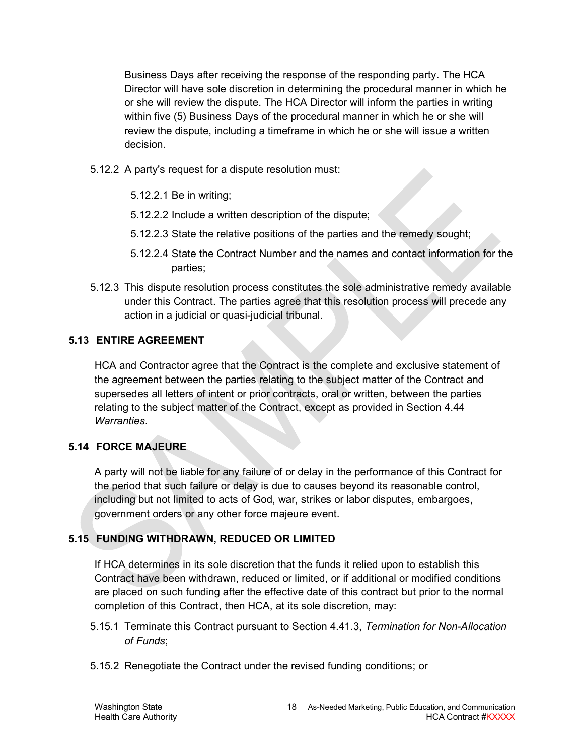Business Days after receiving the response of the responding party. The HCA Director will have sole discretion in determining the procedural manner in which he or she will review the dispute. The HCA Director will inform the parties in writing within five (5) Business Days of the procedural manner in which he or she will review the dispute, including a timeframe in which he or she will issue a written decision.

5.12.2 A party's request for a dispute resolution must:

5.12.2.1 Be in writing;

5.12.2.2 Include a written description of the dispute;

5.12.2.3 State the relative positions of the parties and the remedy sought;

5.12.2.4 State the Contract Number and the names and contact information for the parties;

5.12.3 This dispute resolution process constitutes the sole administrative remedy available under this Contract. The parties agree that this resolution process will precede any action in a judicial or quasi-judicial tribunal.

### 5.13 ENTIRE AGREEMENT

HCA and Contractor agree that the Contract is the complete and exclusive statement of the agreement between the parties relating to the subject matter of the Contract and supersedes all letters of intent or prior contracts, oral or written, between the parties relating to the subject matter of the Contract, except as provided in Section 4.44 *Warranties*.

### 5.14 FORCE MAJEURE

A party will not be liable for any failure of or delay in the performance of this Contract for the period that such failure or delay is due to causes beyond its reasonable control, including but not limited to acts of God, war, strikes or labor disputes, embargoes, government orders or any other force majeure event.

### 5.15 FUNDING WITHDRAWN, REDUCED OR LIMITED

If HCA determines in its sole discretion that the funds it relied upon to establish this Contract have been withdrawn, reduced or limited, or if additional or modified conditions are placed on such funding after the effective date of this contract but prior to the normal completion of this Contract, then HCA, at its sole discretion, may:

5.15.1 Terminate this Contract pursuant to Section 4.41.3, *Termination for Non-Allocation of Funds*;

5.15.2 Renegotiate the Contract under the revised funding conditions; or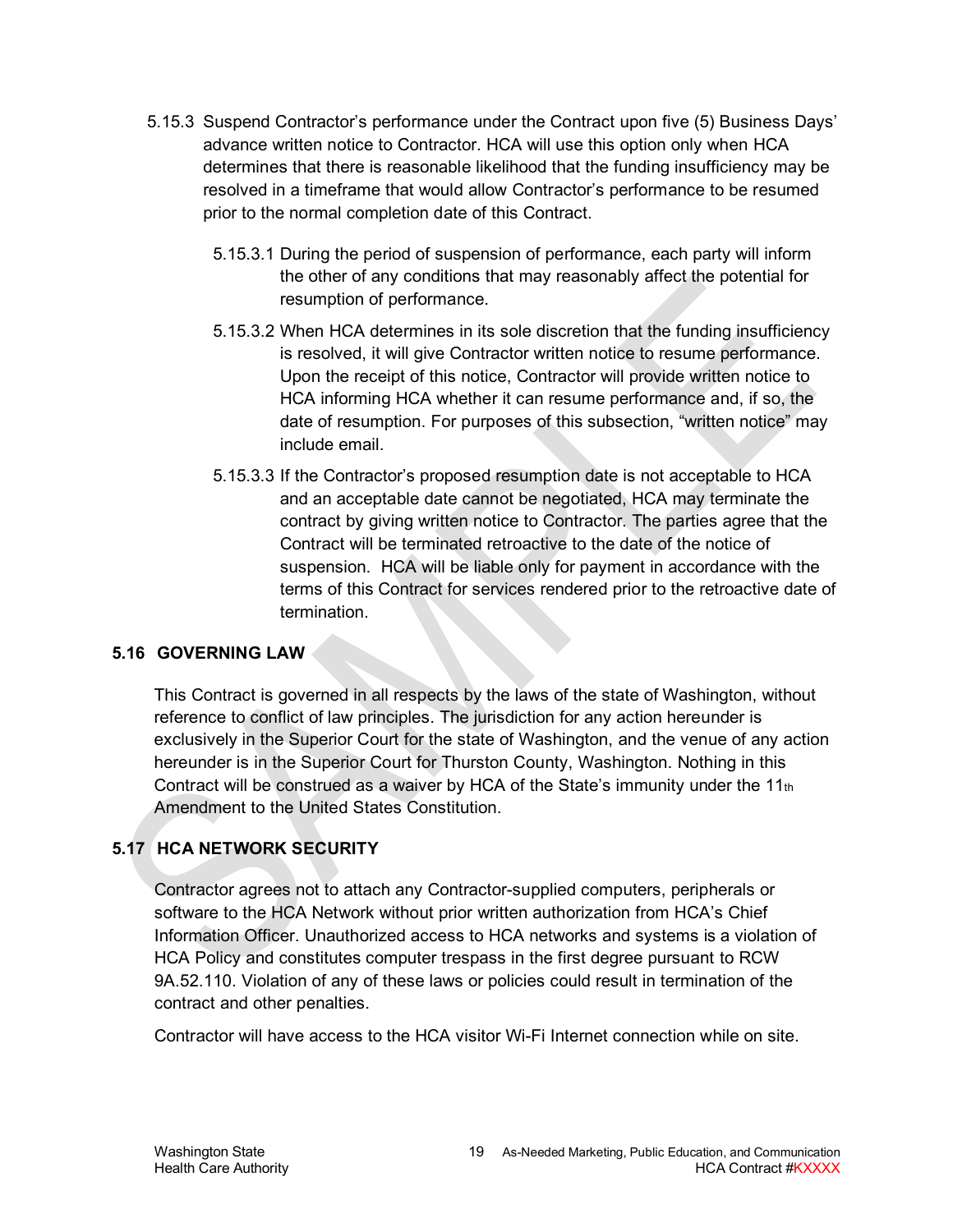5.15.3 Suspend Contractor's performance under the Contract upon five (5) Business Days' advance written notice to Contractor. HCA will use this option only when HCA determines that there is reasonable likelihood that the funding insufficiency may be resolved in a timeframe that would allow Contractor's performance to be resumed prior to the normal completion date of this Contract.

5.15.3.1 During the period of suspension of performance, each party will inform the other of any conditions that may reasonably affect the potential for resumption of performance.

5.15.3.2 When HCA determines in its sole discretion that the funding insufficiency is resolved, it will give Contractor written notice to resume performance. Upon the receipt of this notice, Contractor will provide written notice to HCA informing HCA whether it can resume performance and, if so, the date of resumption. For purposes of this subsection, "written notice" may include email.

5.15.3.3 If the Contractor's proposed resumption date is not acceptable to HCA and an acceptable date cannot be negotiated, HCA may terminate the contract by giving written notice to Contractor. The parties agree that the Contract will be terminated retroactive to the date of the notice of suspension. HCA will be liable only for payment in accordance with the terms of this Contract for services rendered prior to the retroactive date of termination.

## 5.16 GOVERNING LAW

This Contract is governed in all respects by the laws of the state of Washington, without reference to conflict of law principles. The jurisdiction for any action hereunder is exclusively in the Superior Court for the state of Washington, and the venue of any action hereunder is in the Superior Court for Thurston County, Washington. Nothing in this Contract will be construed as a waiver by HCA of the State's immunity under the 11th Amendment to the United States Constitution.

## 5.17 HCA NETWORK SECURITY

Contractor agrees not to attach any Contractor-supplied computers, peripherals or software to the HCA Network without prior written authorization from HCA's Chief Information Officer. Unauthorized access to HCA networks and systems is a violation of HCA Policy and constitutes computer trespass in the first degree pursuant to RCW 9A.52.110. Violation of any of these laws or policies could result in termination of the contract and other penalties.

Contractor will have access to the HCA visitor Wi-Fi Internet connection while on site.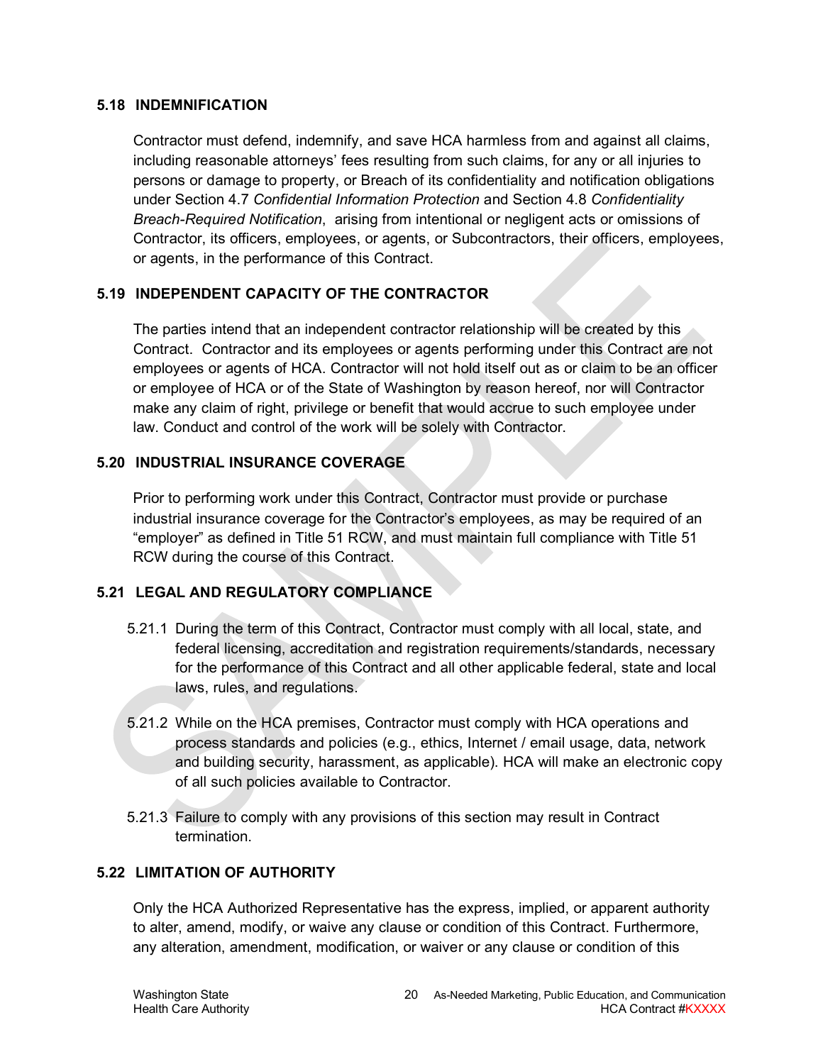### 5.18 INDEMNIFICATION

Contractor must defend, indemnify, and save HCA harmless from and against all claims, including reasonable attorneys' fees resulting from such claims, for any or all injuries to persons or damage to property, or Breach of its confidentiality and notification obligations under Section 4.7 *Confidential Information Protection* and Section 4.8 *Confidentiality Breach-Required Notification*, arising from intentional or negligent acts or omissions of Contractor, its officers, employees, or agents, or Subcontractors, their officers, employees, or agents, in the performance of this Contract.

### 5.19 INDEPENDENT CAPACITY OF THE CONTRACTOR

The parties intend that an independent contractor relationship will be created by this Contract. Contractor and its employees or agents performing under this Contract are not employees or agents of HCA. Contractor will not hold itself out as or claim to be an officer or employee of HCA or of the State of Washington by reason hereof, nor will Contractor make any claim of right, privilege or benefit that would accrue to such employee under law. Conduct and control of the work will be solely with Contractor.

### 5.20 INDUSTRIAL INSURANCE COVERAGE

Prior to performing work under this Contract, Contractor must provide or purchase industrial insurance coverage for the Contractor's employees, as may be required of an "employer" as defined in Title 51 RCW, and must maintain full compliance with Title 51 RCW during the course of this Contract.

### 5.21 LEGAL AND REGULATORY COMPLIANCE

5.21.1 During the term of this Contract, Contractor must comply with all local, state, and federal licensing, accreditation and registration requirements/standards, necessary for the performance of this Contract and all other applicable federal, state and local laws, rules, and regulations.

5.21.2 While on the HCA premises, Contractor must comply with HCA operations and process standards and policies (e.g., ethics, Internet / email usage, data, network and building security, harassment, as applicable). HCA will make an electronic copy of all such policies available to Contractor.

5.21.3 Failure to comply with any provisions of this section may result in Contract termination.

### 5.22 LIMITATION OF AUTHORITY

Only the HCA Authorized Representative has the express, implied, or apparent authority to alter, amend, modify, or waive any clause or condition of this Contract. Furthermore, any alteration, amendment, modification, or waiver or any clause or condition of this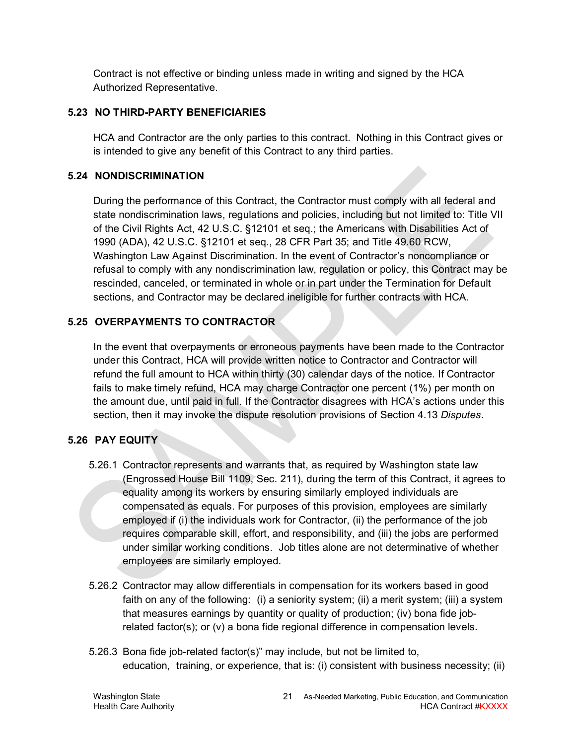Contract is not effective or binding unless made in writing and signed by the HCA Authorized Representative.

### 5.23 NO THIRD-PARTY BENEFICIARIES

HCA and Contractor are the only parties to this contract. Nothing in this Contract gives or is intended to give any benefit of this Contract to any third parties.

### 5.24 NONDISCRIMINATION

During the performance of this Contract, the Contractor must comply with all federal and state nondiscrimination laws, regulations and policies, including but not limited to: Title VII of the Civil Rights Act, 42 U.S.C. §12101 et seq.; the Americans with Disabilities Act of 1990 (ADA), 42 U.S.C. §12101 et seq., 28 CFR Part 35; and Title 49.60 RCW, Washington Law Against Discrimination. In the event of Contractor's noncompliance or refusal to comply with any nondiscrimination law, regulation or policy, this Contract may be rescinded, canceled, or terminated in whole or in part under the Termination for Default sections, and Contractor may be declared ineligible for further contracts with HCA.

### 5.25 OVERPAYMENTS TO CONTRACTOR

In the event that overpayments or erroneous payments have been made to the Contractor under this Contract, HCA will provide written notice to Contractor and Contractor will refund the full amount to HCA within thirty (30) calendar days of the notice. If Contractor fails to make timely refund, HCA may charge Contractor one percent (1%) per month on the amount due, until paid in full. If the Contractor disagrees with HCA's actions under this section, then it may invoke the dispute resolution provisions of Section 4.13 *Disputes*.

### 5.26 PAY EQUITY

5.26.1 Contractor represents and warrants that, as required by Washington state law (Engrossed House Bill 1109, Sec. 211), during the term of this Contract, it agrees to equality among its workers by ensuring similarly employed individuals are compensated as equals. For purposes of this provision, employees are similarly employed if (i) the individuals work for Contractor, (ii) the performance of the job requires comparable skill, effort, and responsibility, and (iii) the jobs are performed under similar working conditions. Job titles alone are not determinative of whether employees are similarly employed.

5.26.2 Contractor may allow differentials in compensation for its workers based in good faith on any of the following: (i) a seniority system; (ii) a merit system; (iii) a system that measures earnings by quantity or quality of production; (iv) bona fide job-related factor(s); or (v) a bona fide regional difference in compensation levels.

5.26.3 Bona fide job-related factor(s)" may include, but not be limited to, education, training, or experience, that is: (i) consistent with business necessity; (ii)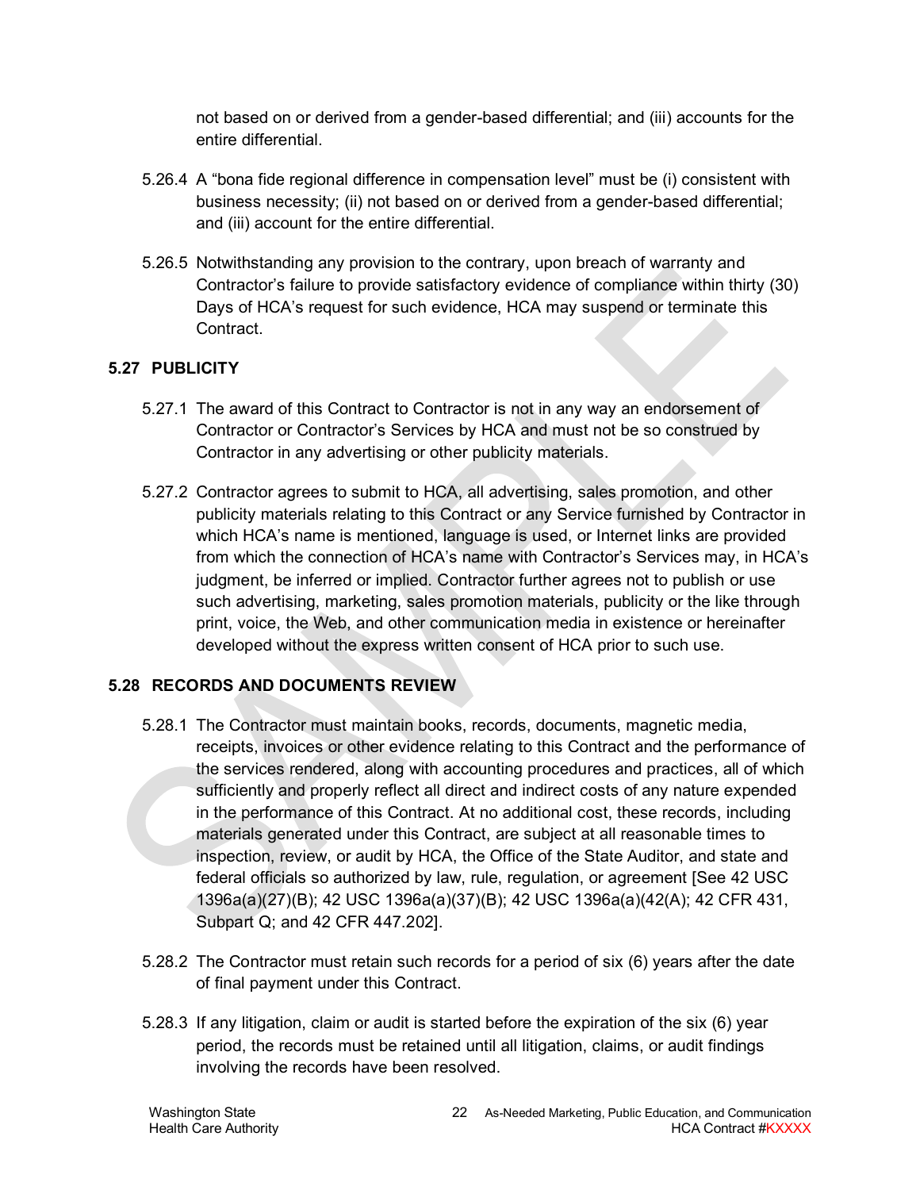not based on or derived from a gender-based differential; and (iii) accounts for the entire differential.

5.26.4 A "bona fide regional difference in compensation level" must be (i) consistent with business necessity; (ii) not based on or derived from a gender-based differential; and (iii) account for the entire differential.

5.26.5 Notwithstanding any provision to the contrary, upon breach of warranty and Contractor's failure to provide satisfactory evidence of compliance within thirty (30) Days of HCA's request for such evidence, HCA may suspend or terminate this Contract.

## 5.27 PUBLICITY

5.27.1 The award of this Contract to Contractor is not in any way an endorsement of Contractor or Contractor's Services by HCA and must not be so construed by Contractor in any advertising or other publicity materials.

5.27.2 Contractor agrees to submit to HCA, all advertising, sales promotion, and other publicity materials relating to this Contract or any Service furnished by Contractor in which HCA's name is mentioned, language is used, or Internet links are provided from which the connection of HCA's name with Contractor's Services may, in HCA's judgment, be inferred or implied. Contractor further agrees not to publish or use such advertising, marketing, sales promotion materials, publicity or the like through print, voice, the Web, and other communication media in existence or hereinafter developed without the express written consent of HCA prior to such use.

## 5.28 RECORDS AND DOCUMENTS REVIEW

5.28.1 The Contractor must maintain books, records, documents, magnetic media, receipts, invoices or other evidence relating to this Contract and the performance of the services rendered, along with accounting procedures and practices, all of which sufficiently and properly reflect all direct and indirect costs of any nature expended in the performance of this Contract. At no additional cost, these records, including materials generated under this Contract, are subject at all reasonable times to inspection, review, or audit by HCA, the Office of the State Auditor, and state and federal officials so authorized by law, rule, regulation, or agreement [See 42 USC 1396a(a)(27)(B); 42 USC 1396a(a)(37)(B); 42 USC 1396a(a)(42(A); 42 CFR 431, Subpart Q; and 42 CFR 447.202].

5.28.2 The Contractor must retain such records for a period of six (6) years after the date of final payment under this Contract.

5.28.3 If any litigation, claim or audit is started before the expiration of the six (6) year period, the records must be retained until all litigation, claims, or audit findings involving the records have been resolved.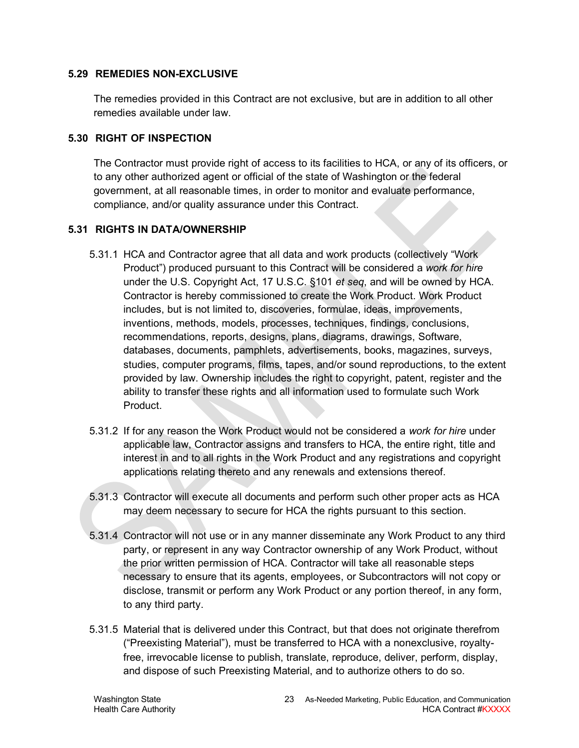### 5.29 REMEDIES NON-EXCLUSIVE

The remedies provided in this Contract are not exclusive, but are in addition to all other remedies available under law.

### 5.30 RIGHT OF INSPECTION

The Contractor must provide right of access to its facilities to HCA, or any of its officers, or to any other authorized agent or official of the state of Washington or the federal government, at all reasonable times, in order to monitor and evaluate performance, compliance, and/or quality assurance under this Contract.

### 5.31 RIGHTS IN DATA/OWNERSHIP

5.31.1 HCA and Contractor agree that all data and work products (collectively "Work Product") produced pursuant to this Contract will be considered a *work for hire* under the U.S. Copyright Act, 17 U.S.C. §101 *et seq*, and will be owned by HCA. Contractor is hereby commissioned to create the Work Product. Work Product includes, but is not limited to, discoveries, formulae, ideas, improvements, inventions, methods, models, processes, techniques, findings, conclusions, recommendations, reports, designs, plans, diagrams, drawings, Software, databases, documents, pamphlets, advertisements, books, magazines, surveys, studies, computer programs, films, tapes, and/or sound reproductions, to the extent provided by law. Ownership includes the right to copyright, patent, register and the ability to transfer these rights and all information used to formulate such Work Product.

5.31.2 If for any reason the Work Product would not be considered a *work for hire* under applicable law, Contractor assigns and transfers to HCA, the entire right, title and interest in and to all rights in the Work Product and any registrations and copyright applications relating thereto and any renewals and extensions thereof.

5.31.3 Contractor will execute all documents and perform such other proper acts as HCA may deem necessary to secure for HCA the rights pursuant to this section.

5.31.4 Contractor will not use or in any manner disseminate any Work Product to any third party, or represent in any way Contractor ownership of any Work Product, without the prior written permission of HCA. Contractor will take all reasonable steps necessary to ensure that its agents, employees, or Subcontractors will not copy or disclose, transmit or perform any Work Product or any portion thereof, in any form, to any third party.

5.31.5 Material that is delivered under this Contract, but that does not originate therefrom ("Preexisting Material"), must be transferred to HCA with a nonexclusive, royalty-free, irrevocable license to publish, translate, reproduce, deliver, perform, display, and dispose of such Preexisting Material, and to authorize others to do so.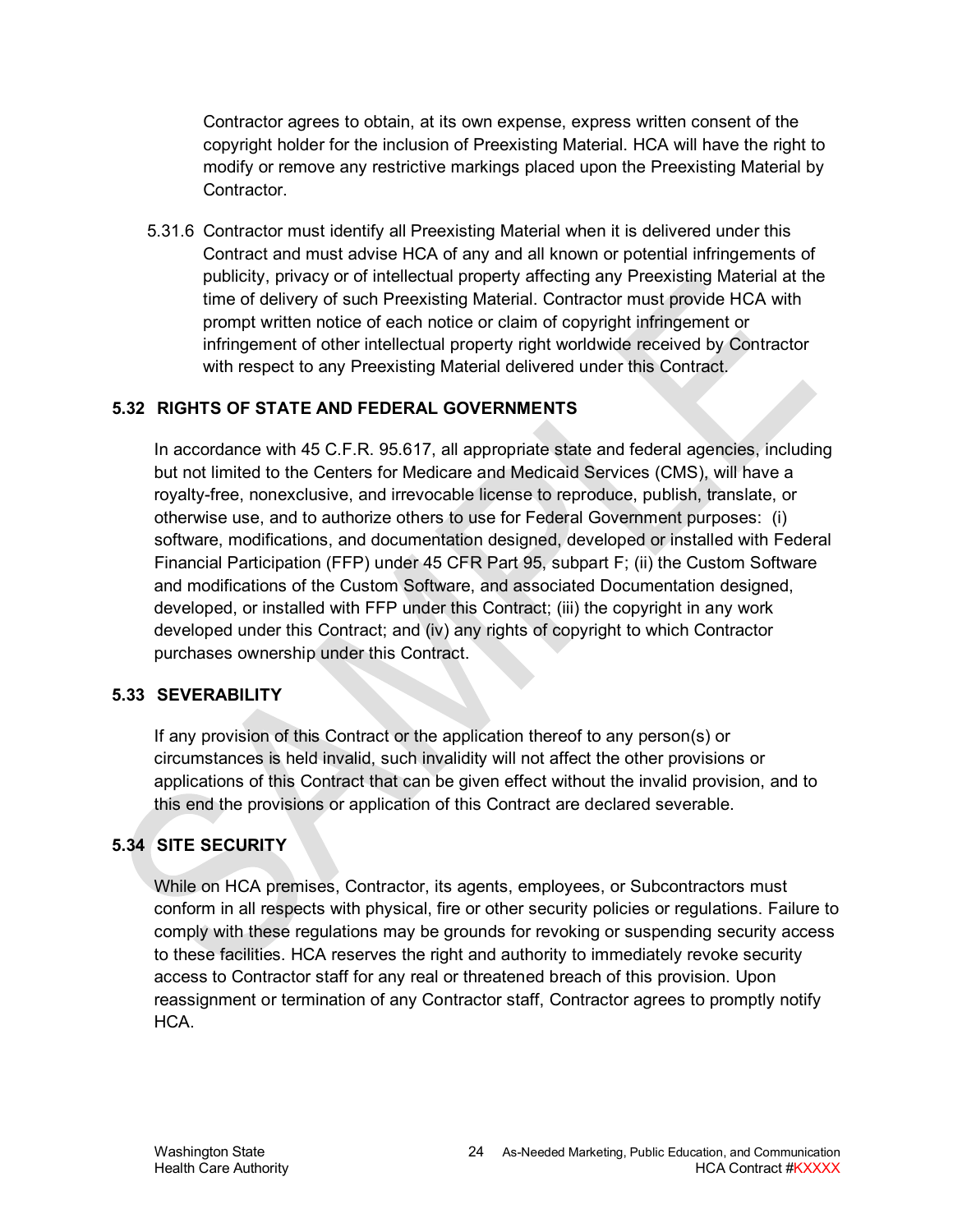Contractor agrees to obtain, at its own expense, express written consent of the copyright holder for the inclusion of Preexisting Material. HCA will have the right to modify or remove any restrictive markings placed upon the Preexisting Material by Contractor.

5.31.6 Contractor must identify all Preexisting Material when it is delivered under this Contract and must advise HCA of any and all known or potential infringements of publicity, privacy or of intellectual property affecting any Preexisting Material at the time of delivery of such Preexisting Material. Contractor must provide HCA with prompt written notice of each notice or claim of copyright infringement or infringement of other intellectual property right worldwide received by Contractor with respect to any Preexisting Material delivered under this Contract.

## 5.32 RIGHTS OF STATE AND FEDERAL GOVERNMENTS

In accordance with 45 C.F.R. 95.617, all appropriate state and federal agencies, including but not limited to the Centers for Medicare and Medicaid Services (CMS), will have a royalty-free, nonexclusive, and irrevocable license to reproduce, publish, translate, or otherwise use, and to authorize others to use for Federal Government purposes: (i) software, modifications, and documentation designed, developed or installed with Federal Financial Participation (FFP) under 45 CFR Part 95, subpart F; (ii) the Custom Software and modifications of the Custom Software, and associated Documentation designed, developed, or installed with FFP under this Contract; (iii) the copyright in any work developed under this Contract; and (iv) any rights of copyright to which Contractor purchases ownership under this Contract.

## 5.33 SEVERABILITY

If any provision of this Contract or the application thereof to any person(s) or circumstances is held invalid, such invalidity will not affect the other provisions or applications of this Contract that can be given effect without the invalid provision, and to this end the provisions or application of this Contract are declared severable.

## 5.34 SITE SECURITY

While on HCA premises, Contractor, its agents, employees, or Subcontractors must conform in all respects with physical, fire or other security policies or regulations. Failure to comply with these regulations may be grounds for revoking or suspending security access to these facilities. HCA reserves the right and authority to immediately revoke security access to Contractor staff for any real or threatened breach of this provision. Upon reassignment or termination of any Contractor staff, Contractor agrees to promptly notify HCA.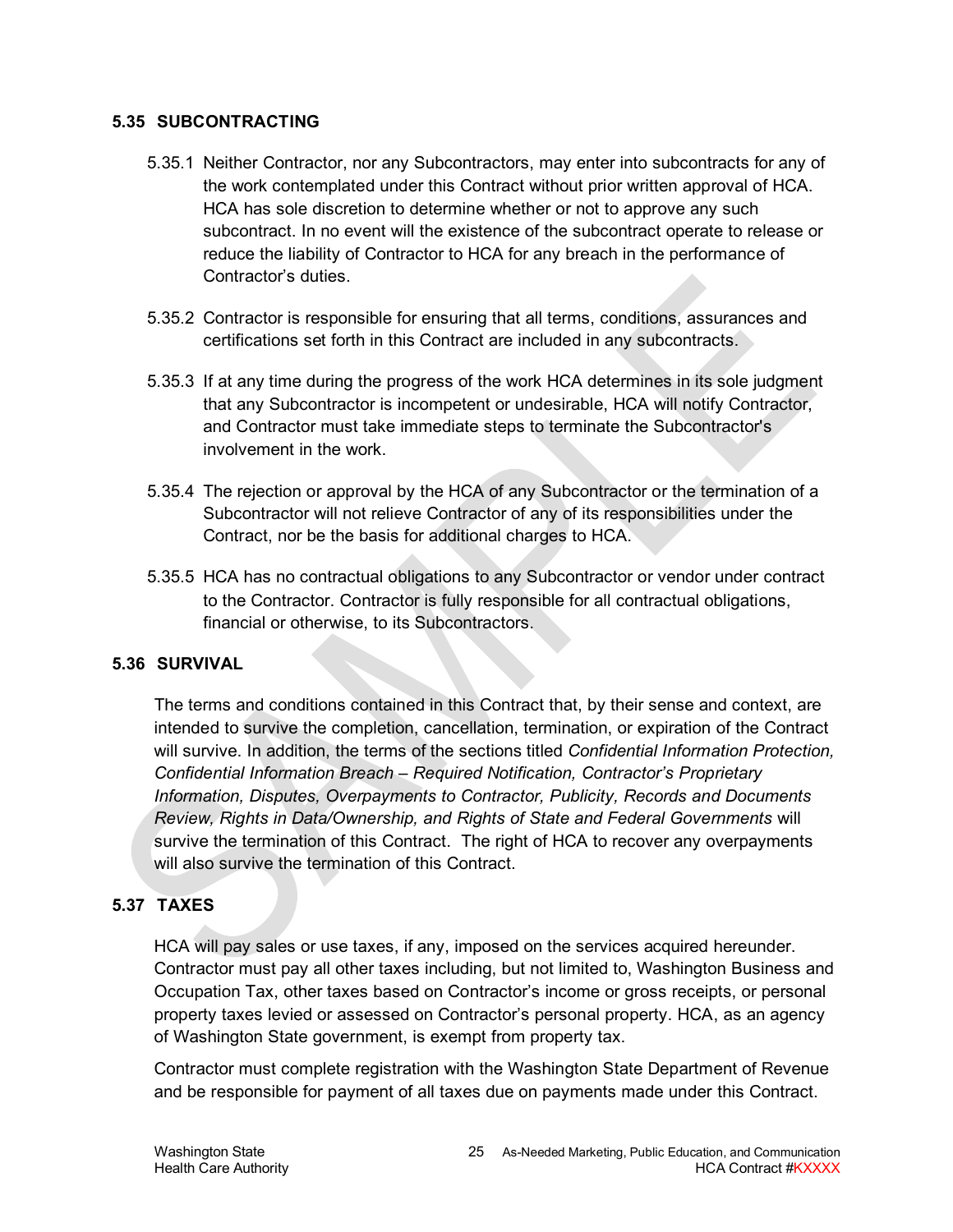### 5.35 SUBCONTRACTING

5.35.1 Neither Contractor, nor any Subcontractors, may enter into subcontracts for any of the work contemplated under this Contract without prior written approval of HCA. HCA has sole discretion to determine whether or not to approve any such subcontract. In no event will the existence of the subcontract operate to release or reduce the liability of Contractor to HCA for any breach in the performance of Contractor's duties.

5.35.2 Contractor is responsible for ensuring that all terms, conditions, assurances and certifications set forth in this Contract are included in any subcontracts.

5.35.3 If at any time during the progress of the work HCA determines in its sole judgment that any Subcontractor is incompetent or undesirable, HCA will notify Contractor, and Contractor must take immediate steps to terminate the Subcontractor's involvement in the work.

5.35.4 The rejection or approval by the HCA of any Subcontractor or the termination of a Subcontractor will not relieve Contractor of any of its responsibilities under the Contract, nor be the basis for additional charges to HCA.

5.35.5 HCA has no contractual obligations to any Subcontractor or vendor under contract to the Contractor. Contractor is fully responsible for all contractual obligations, financial or otherwise, to its Subcontractors.

### 5.36 SURVIVAL

The terms and conditions contained in this Contract that, by their sense and context, are intended to survive the completion, cancellation, termination, or expiration of the Contract will survive. In addition, the terms of the sections titled *Confidential Information Protection, Confidential Information Breach – Required Notification, Contractor's Proprietary Information, Disputes, Overpayments to Contractor, Publicity, Records and Documents Review, Rights in Data/Ownership, and Rights of State and Federal Governments* will survive the termination of this Contract. The right of HCA to recover any overpayments will also survive the termination of this Contract.

### 5.37 TAXES

HCA will pay sales or use taxes, if any, imposed on the services acquired hereunder. Contractor must pay all other taxes including, but not limited to, Washington Business and Occupation Tax, other taxes based on Contractor's income or gross receipts, or personal property taxes levied or assessed on Contractor's personal property. HCA, as an agency of Washington State government, is exempt from property tax.

Contractor must complete registration with the Washington State Department of Revenue and be responsible for payment of all taxes due on payments made under this Contract.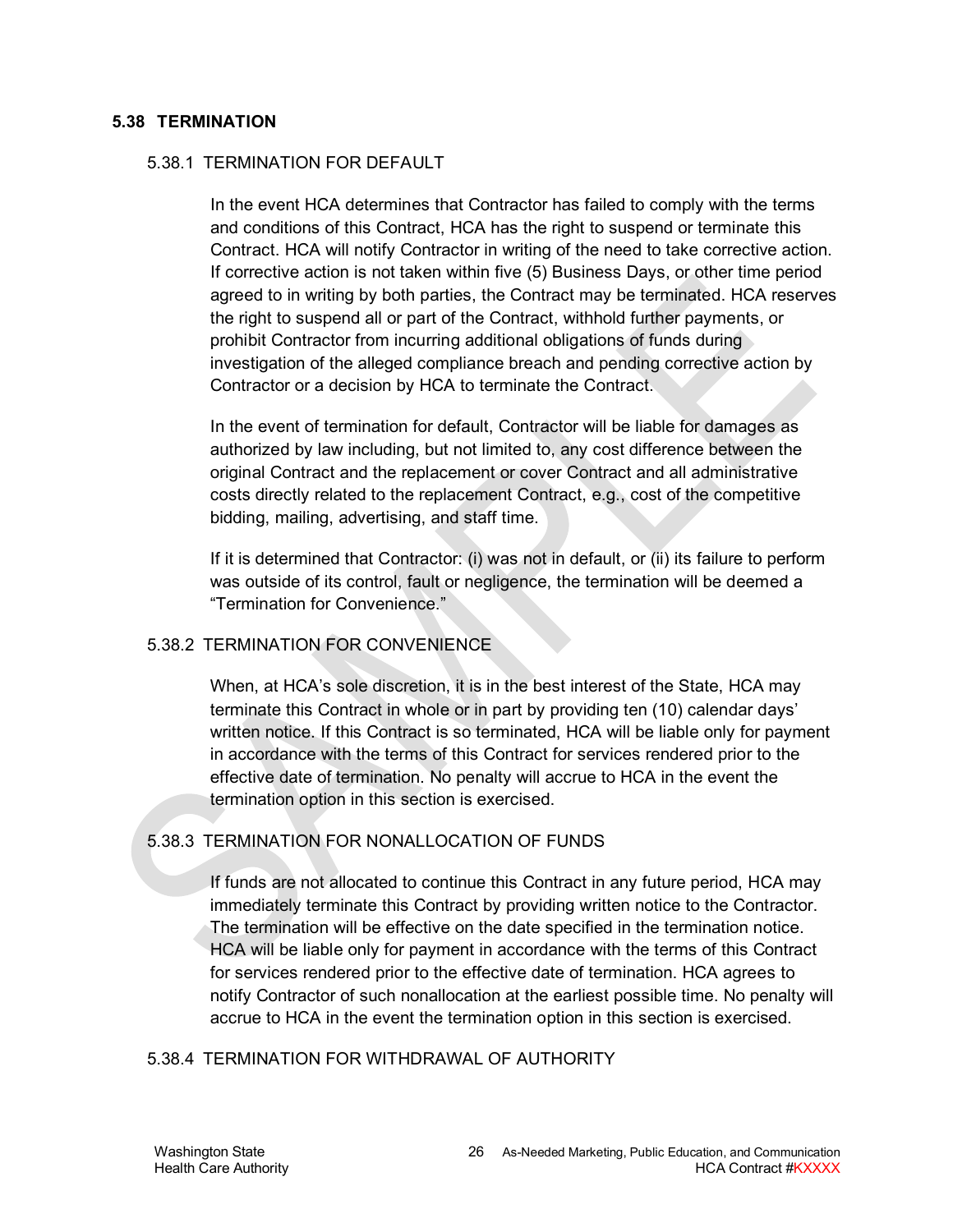## 5.38 TERMINATION

### 5.38.1 TERMINATION FOR DEFAULT

In the event HCA determines that Contractor has failed to comply with the terms and conditions of this Contract, HCA has the right to suspend or terminate this Contract. HCA will notify Contractor in writing of the need to take corrective action. If corrective action is not taken within five (5) Business Days, or other time period agreed to in writing by both parties, the Contract may be terminated. HCA reserves the right to suspend all or part of the Contract, withhold further payments, or prohibit Contractor from incurring additional obligations of funds during investigation of the alleged compliance breach and pending corrective action by Contractor or a decision by HCA to terminate the Contract.

In the event of termination for default, Contractor will be liable for damages as authorized by law including, but not limited to, any cost difference between the original Contract and the replacement or cover Contract and all administrative costs directly related to the replacement Contract, e.g., cost of the competitive bidding, mailing, advertising, and staff time.

If it is determined that Contractor: (i) was not in default, or (ii) its failure to perform was outside of its control, fault or negligence, the termination will be deemed a "Termination for Convenience."

### 5.38.2 TERMINATION FOR CONVENIENCE

When, at HCA's sole discretion, it is in the best interest of the State, HCA may terminate this Contract in whole or in part by providing ten (10) calendar days' written notice. If this Contract is so terminated, HCA will be liable only for payment in accordance with the terms of this Contract for services rendered prior to the effective date of termination. No penalty will accrue to HCA in the event the termination option in this section is exercised.

### 5.38.3 TERMINATION FOR NONALLOCATION OF FUNDS

If funds are not allocated to continue this Contract in any future period, HCA may immediately terminate this Contract by providing written notice to the Contractor. The termination will be effective on the date specified in the termination notice. HCA will be liable only for payment in accordance with the terms of this Contract for services rendered prior to the effective date of termination. HCA agrees to notify Contractor of such nonallocation at the earliest possible time. No penalty will accrue to HCA in the event the termination option in this section is exercised.

### 5.38.4 TERMINATION FOR WITHDRAWAL OF AUTHORITY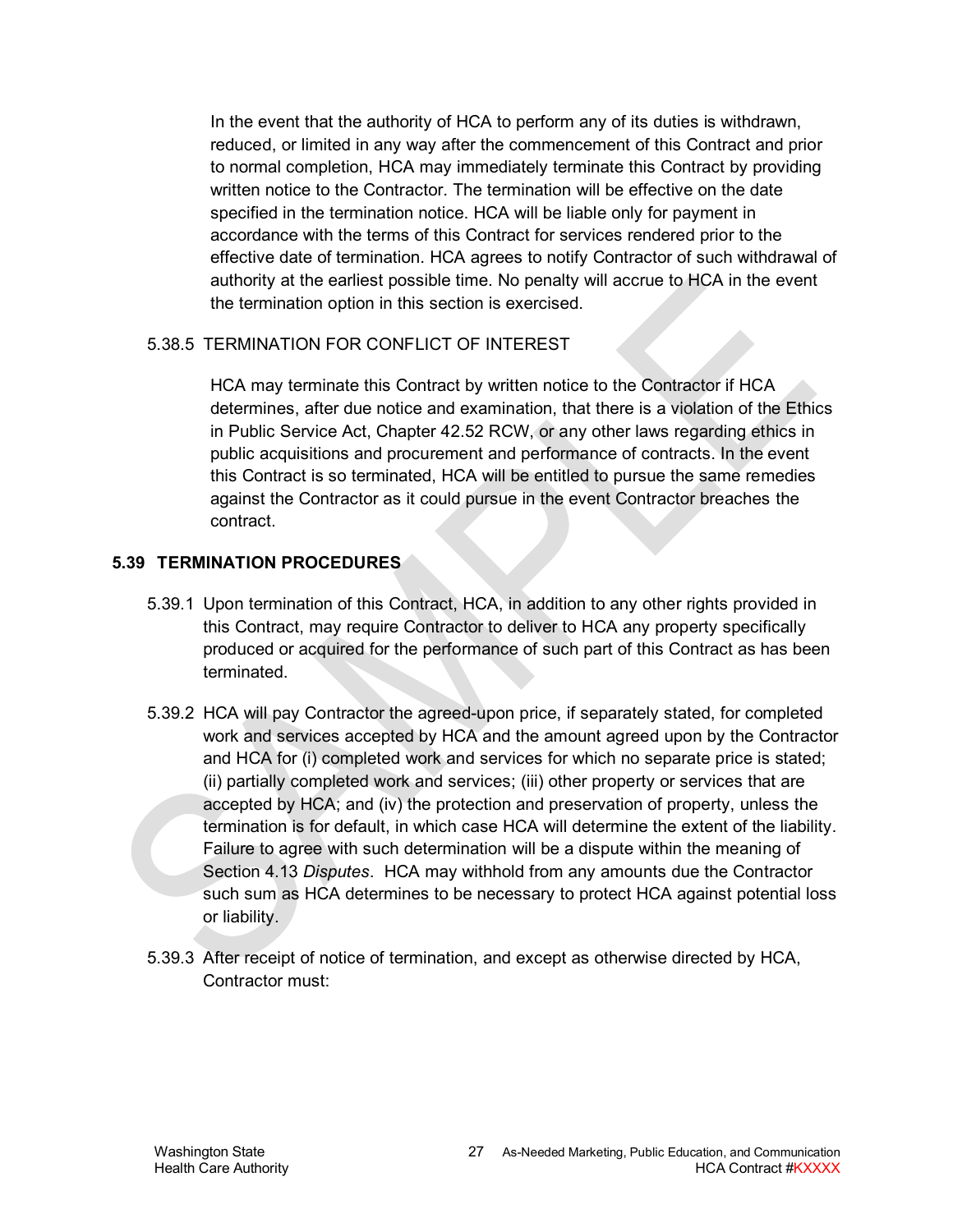In the event that the authority of HCA to perform any of its duties is withdrawn, reduced, or limited in any way after the commencement of this Contract and prior to normal completion, HCA may immediately terminate this Contract by providing written notice to the Contractor. The termination will be effective on the date specified in the termination notice. HCA will be liable only for payment in accordance with the terms of this Contract for services rendered prior to the effective date of termination. HCA agrees to notify Contractor of such withdrawal of authority at the earliest possible time. No penalty will accrue to HCA in the event the termination option in this section is exercised.

5.38.5 TERMINATION FOR CONFLICT OF INTEREST

HCA may terminate this Contract by written notice to the Contractor if HCA determines, after due notice and examination, that there is a violation of the Ethics in Public Service Act, Chapter 42.52 RCW, or any other laws regarding ethics in public acquisitions and procurement and performance of contracts. In the event this Contract is so terminated, HCA will be entitled to pursue the same remedies against the Contractor as it could pursue in the event Contractor breaches the contract.

## 5.39 TERMINATION PROCEDURES

5.39.1 Upon termination of this Contract, HCA, in addition to any other rights provided in this Contract, may require Contractor to deliver to HCA any property specifically produced or acquired for the performance of such part of this Contract as has been terminated.

5.39.2 HCA will pay Contractor the agreed-upon price, if separately stated, for completed work and services accepted by HCA and the amount agreed upon by the Contractor and HCA for (i) completed work and services for which no separate price is stated; (ii) partially completed work and services; (iii) other property or services that are accepted by HCA; and (iv) the protection and preservation of property, unless the termination is for default, in which case HCA will determine the extent of the liability. Failure to agree with such determination will be a dispute within the meaning of Section 4.13 *Disputes*. HCA may withhold from any amounts due the Contractor such sum as HCA determines to be necessary to protect HCA against potential loss or liability.

5.39.3 After receipt of notice of termination, and except as otherwise directed by HCA, Contractor must: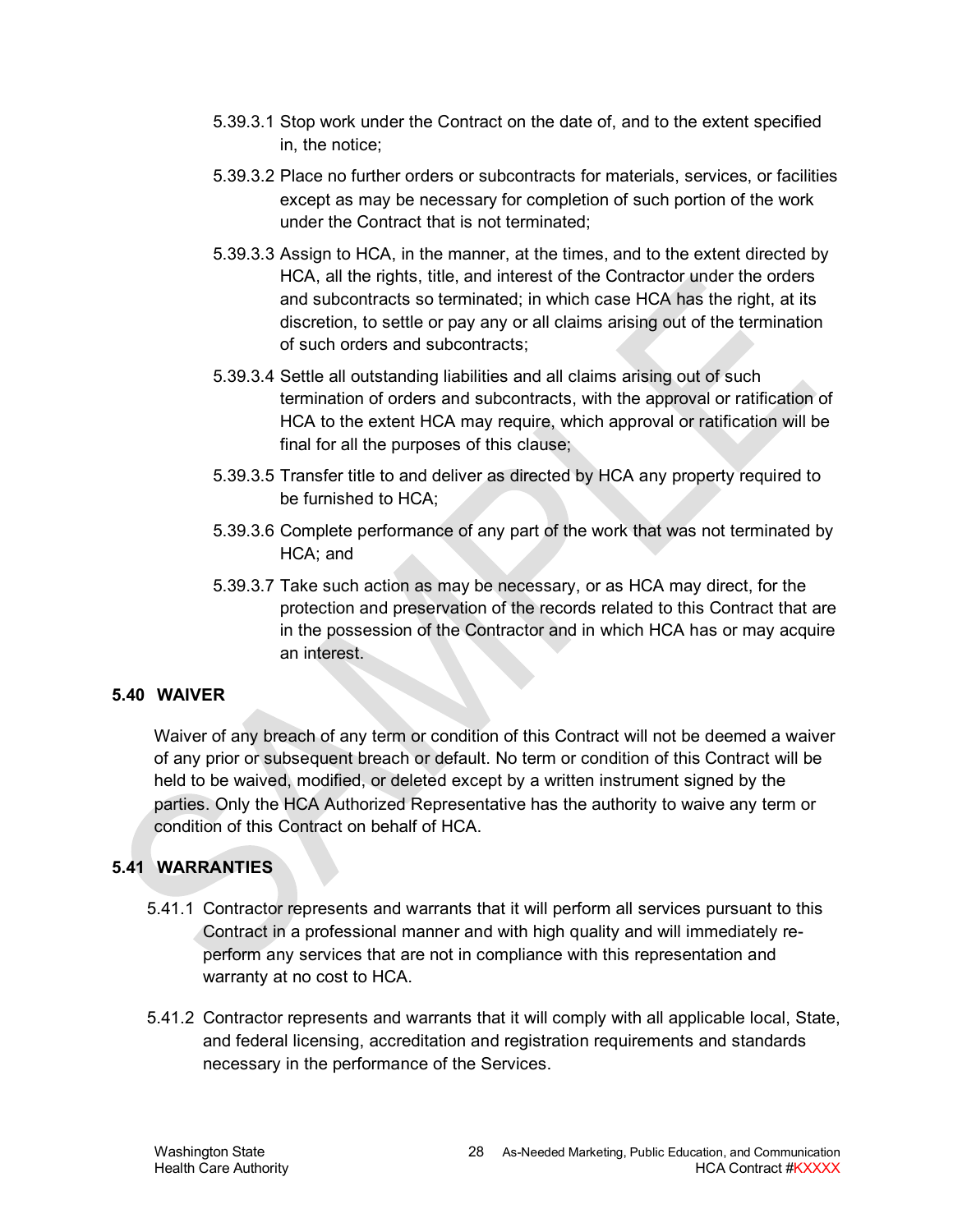5.39.3.1 Stop work under the Contract on the date of, and to the extent specified in, the notice;

5.39.3.2 Place no further orders or subcontracts for materials, services, or facilities except as may be necessary for completion of such portion of the work under the Contract that is not terminated;

5.39.3.3 Assign to HCA, in the manner, at the times, and to the extent directed by HCA, all the rights, title, and interest of the Contractor under the orders and subcontracts so terminated; in which case HCA has the right, at its discretion, to settle or pay any or all claims arising out of the termination of such orders and subcontracts;

5.39.3.4 Settle all outstanding liabilities and all claims arising out of such termination of orders and subcontracts, with the approval or ratification of HCA to the extent HCA may require, which approval or ratification will be final for all the purposes of this clause;

5.39.3.5 Transfer title to and deliver as directed by HCA any property required to be furnished to HCA;

5.39.3.6 Complete performance of any part of the work that was not terminated by HCA; and

5.39.3.7 Take such action as may be necessary, or as HCA may direct, for the protection and preservation of the records related to this Contract that are in the possession of the Contractor and in which HCA has or may acquire an interest.

### 5.40 WAIVER

Waiver of any breach of any term or condition of this Contract will not be deemed a waiver of any prior or subsequent breach or default. No term or condition of this Contract will be held to be waived, modified, or deleted except by a written instrument signed by the parties. Only the HCA Authorized Representative has the authority to waive any term or condition of this Contract on behalf of HCA.

### 5.41 WARRANTIES

5.41.1 Contractor represents and warrants that it will perform all services pursuant to this Contract in a professional manner and with high quality and will immediately re-perform any services that are not in compliance with this representation and warranty at no cost to HCA.

5.41.2 Contractor represents and warrants that it will comply with all applicable local, State, and federal licensing, accreditation and registration requirements and standards necessary in the performance of the Services.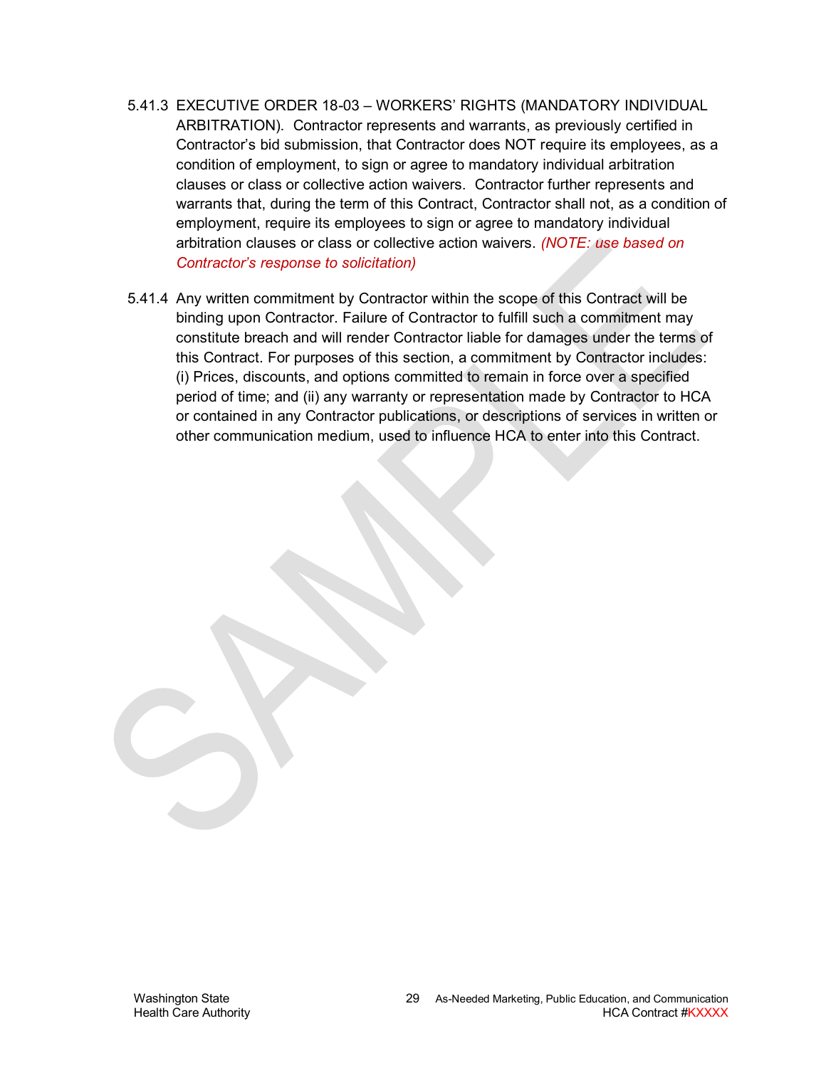5.41.3 EXECUTIVE ORDER 18-03 – WORKERS' RIGHTS (MANDATORY INDIVIDUAL ARBITRATION). Contractor represents and warrants, as previously certified in Contractor's bid submission, that Contractor does NOT require its employees, as a condition of employment, to sign or agree to mandatory individual arbitration clauses or class or collective action waivers. Contractor further represents and warrants that, during the term of this Contract, Contractor shall not, as a condition of employment, require its employees to sign or agree to mandatory individual arbitration clauses or class or collective action waivers. *(NOTE: use based on Contractor's response to solicitation)*

5.41.4 Any written commitment by Contractor within the scope of this Contract will be binding upon Contractor. Failure of Contractor to fulfill such a commitment may constitute breach and will render Contractor liable for damages under the terms of this Contract. For purposes of this section, a commitment by Contractor includes: (i) Prices, discounts, and options committed to remain in force over a specified period of time; and (ii) any warranty or representation made by Contractor to HCA or contained in any Contractor publications, or descriptions of services in written or other communication medium, used to influence HCA to enter into this Contract.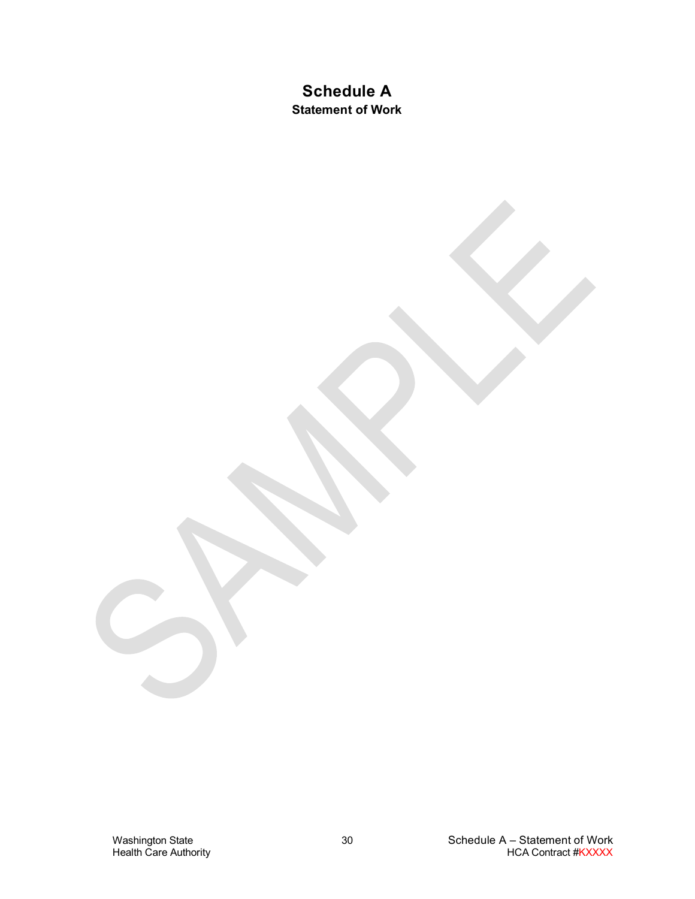# Schedule A

**Statement of Work**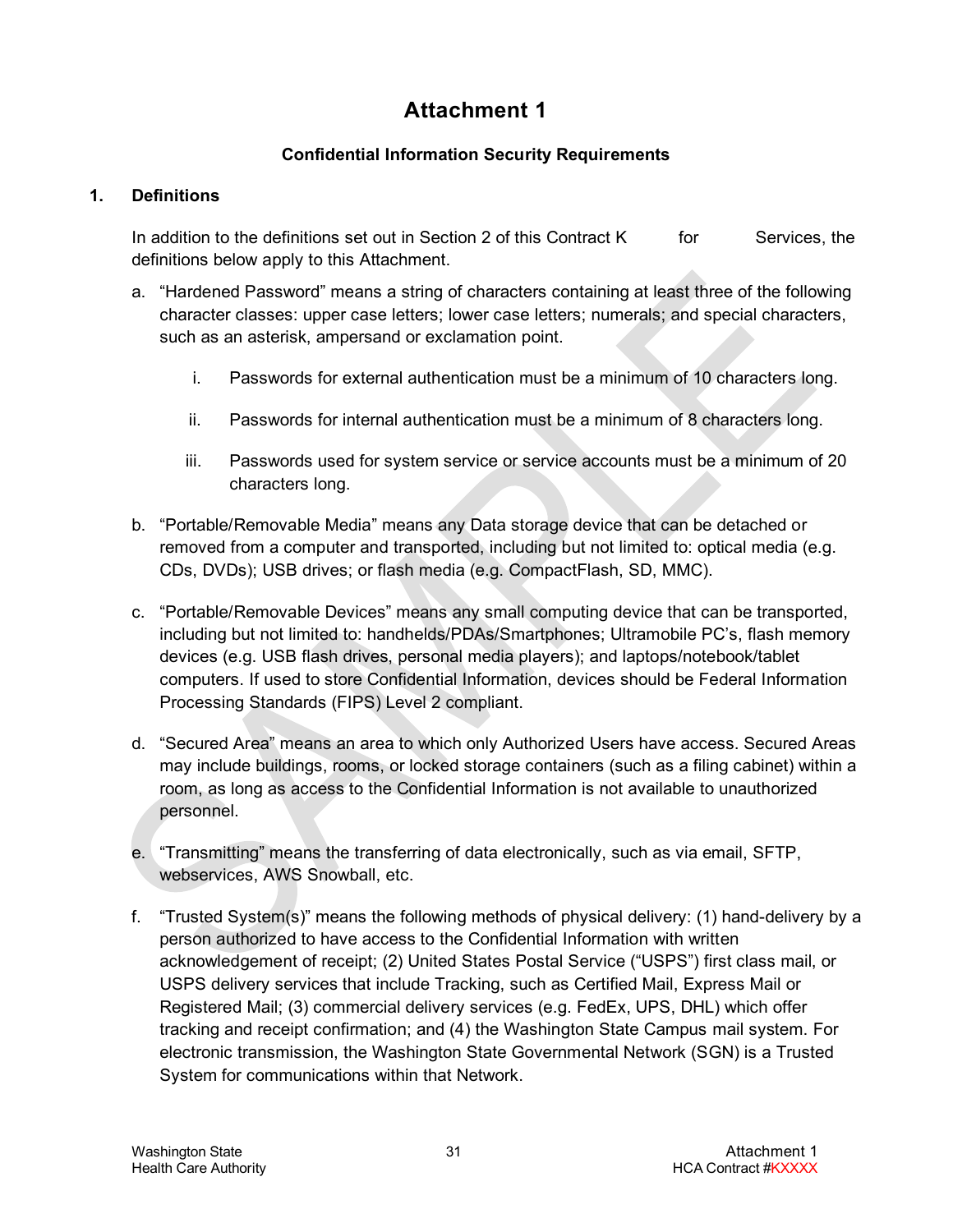# Attachment 1

### Confidential Information Security Requirements

## 1. Definitions

In addition to the definitions set out in Section 2 of this Contract K for Services, the definitions below apply to this Attachment.

a. "Hardened Password" means a string of characters containing at least three of the following character classes: upper case letters; lower case letters; numerals; and special characters, such as an asterisk, ampersand or exclamation point.

   i. Passwords for external authentication must be a minimum of 10 characters long.

   ii. Passwords for internal authentication must be a minimum of 8 characters long.

   iii. Passwords used for system service or service accounts must be a minimum of 20 characters long.

b. "Portable/Removable Media" means any Data storage device that can be detached or removed from a computer and transported, including but not limited to: optical media (e.g. CDs, DVDs); USB drives; or flash media (e.g. CompactFlash, SD, MMC).

c. "Portable/Removable Devices" means any small computing device that can be transported, including but not limited to: handhelds/PDAs/Smartphones; Ultramobile PC's, flash memory devices (e.g. USB flash drives, personal media players); and laptops/notebook/tablet computers. If used to store Confidential Information, devices should be Federal Information Processing Standards (FIPS) Level 2 compliant.

d. "Secured Area" means an area to which only Authorized Users have access. Secured Areas may include buildings, rooms, or locked storage containers (such as a filing cabinet) within a room, as long as access to the Confidential Information is not available to unauthorized personnel.

e. "Transmitting" means the transferring of data electronically, such as via email, SFTP, webservices, AWS Snowball, etc.

f. "Trusted System(s)" means the following methods of physical delivery: (1) hand-delivery by a person authorized to have access to the Confidential Information with written acknowledgement of receipt; (2) United States Postal Service ("USPS") first class mail, or USPS delivery services that include Tracking, such as Certified Mail, Express Mail or Registered Mail; (3) commercial delivery services (e.g. FedEx, UPS, DHL) which offer tracking and receipt confirmation; and (4) the Washington State Campus mail system. For electronic transmission, the Washington State Governmental Network (SGN) is a Trusted System for communications within that Network.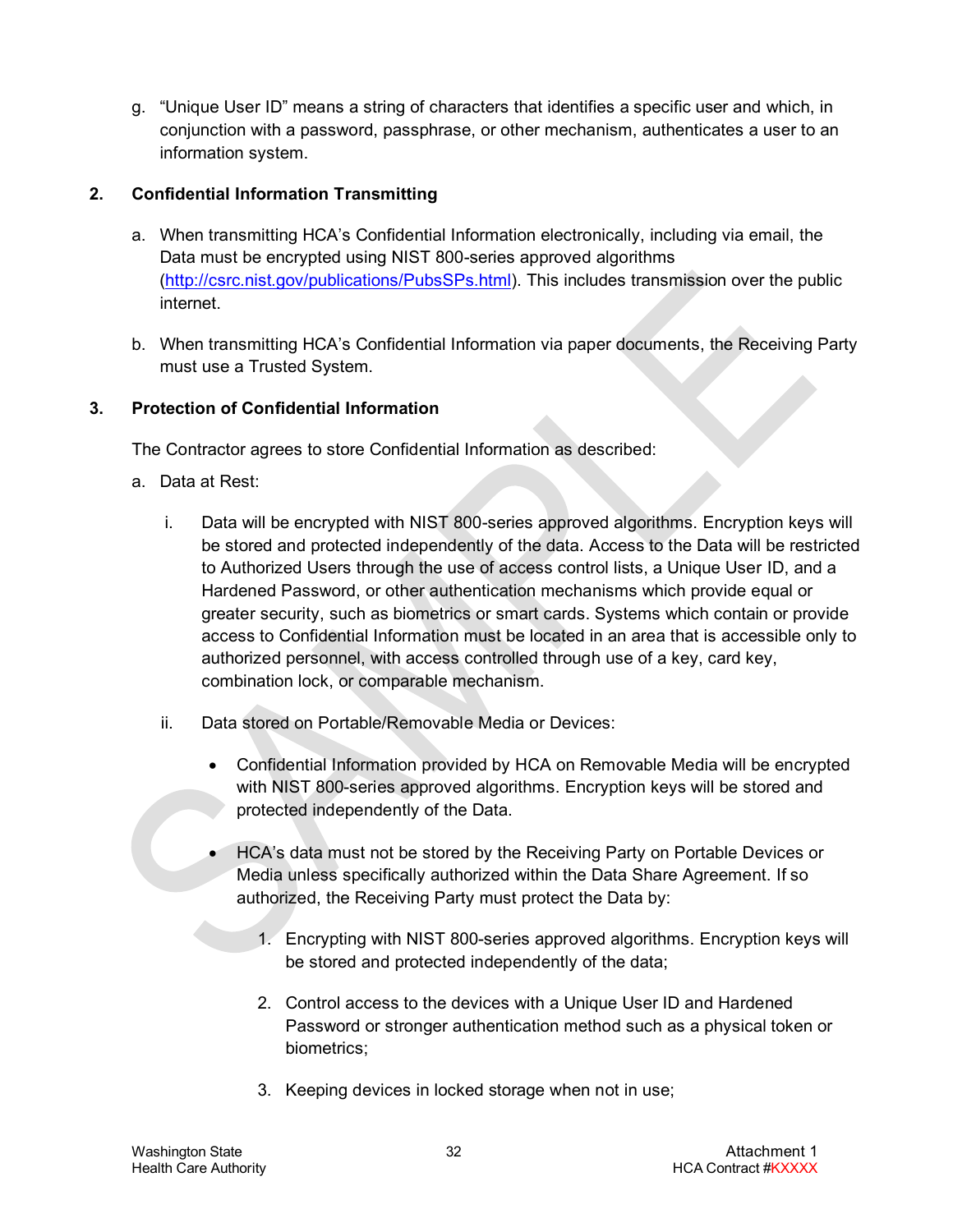g. “Unique User ID” means a string of characters that identifies a specific user and which, in conjunction with a password, passphrase, or other mechanism, authenticates a user to an information system.

## 2. Confidential Information Transmitting

a. When transmitting HCA’s Confidential Information electronically, including via email, the Data must be encrypted using NIST 800-series approved algorithms (http://csrc.nist.gov/publications/PubsSPs.html). This includes transmission over the public internet.

b. When transmitting HCA’s Confidential Information via paper documents, the Receiving Party must use a Trusted System.

## 3. Protection of Confidential Information

The Contractor agrees to store Confidential Information as described:

a. Data at Rest:

i. Data will be encrypted with NIST 800-series approved algorithms. Encryption keys will be stored and protected independently of the data. Access to the Data will be restricted to Authorized Users through the use of access control lists, a Unique User ID, and a Hardened Password, or other authentication mechanisms which provide equal or greater security, such as biometrics or smart cards. Systems which contain or provide access to Confidential Information must be located in an area that is accessible only to authorized personnel, with access controlled through use of a key, card key, combination lock, or comparable mechanism.

ii. Data stored on Portable/Removable Media or Devices:

- Confidential Information provided by HCA on Removable Media will be encrypted with NIST 800-series approved algorithms. Encryption keys will be stored and protected independently of the Data.

- HCA’s data must not be stored by the Receiving Party on Portable Devices or Media unless specifically authorized within the Data Share Agreement. If so authorized, the Receiving Party must protect the Data by:

  1. Encrypting with NIST 800-series approved algorithms. Encryption keys will be stored and protected independently of the data;

  2. Control access to the devices with a Unique User ID and Hardened Password or stronger authentication method such as a physical token or biometrics;

  3. Keeping devices in locked storage when not in use;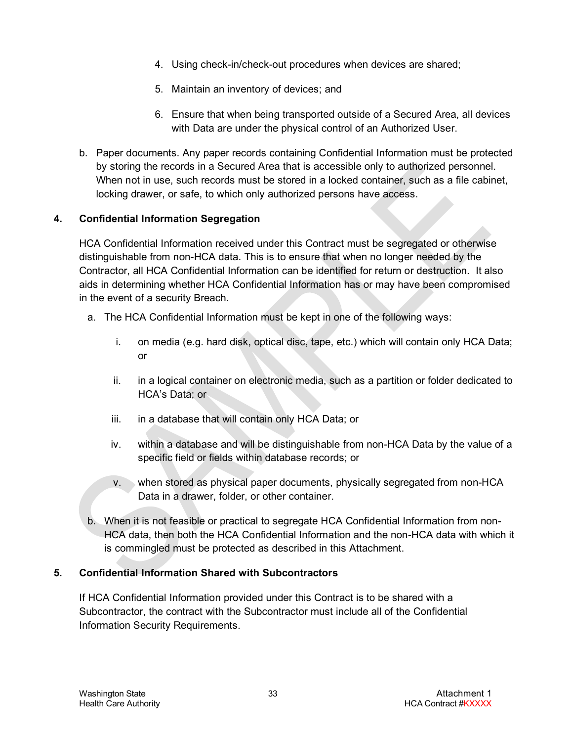4. Using check-in/check-out procedures when devices are shared;

5. Maintain an inventory of devices; and

6. Ensure that when being transported outside of a Secured Area, all devices with Data are under the physical control of an Authorized User.

b. Paper documents. Any paper records containing Confidential Information must be protected by storing the records in a Secured Area that is accessible only to authorized personnel. When not in use, such records must be stored in a locked container, such as a file cabinet, locking drawer, or safe, to which only authorized persons have access.

**4. Confidential Information Segregation**

HCA Confidential Information received under this Contract must be segregated or otherwise distinguishable from non-HCA data. This is to ensure that when no longer needed by the Contractor, all HCA Confidential Information can be identified for return or destruction. It also aids in determining whether HCA Confidential Information has or may have been compromised in the event of a security Breach.

a. The HCA Confidential Information must be kept in one of the following ways:

i. on media (e.g. hard disk, optical disc, tape, etc.) which will contain only HCA Data; or

ii. in a logical container on electronic media, such as a partition or folder dedicated to HCA's Data; or

iii. in a database that will contain only HCA Data; or

iv. within a database and will be distinguishable from non-HCA Data by the value of a specific field or fields within database records; or

v. when stored as physical paper documents, physically segregated from non-HCA Data in a drawer, folder, or other container.

b. When it is not feasible or practical to segregate HCA Confidential Information from non-HCA data, then both the HCA Confidential Information and the non-HCA data with which it is commingled must be protected as described in this Attachment.

**5. Confidential Information Shared with Subcontractors**

If HCA Confidential Information provided under this Contract is to be shared with a Subcontractor, the contract with the Subcontractor must include all of the Confidential Information Security Requirements.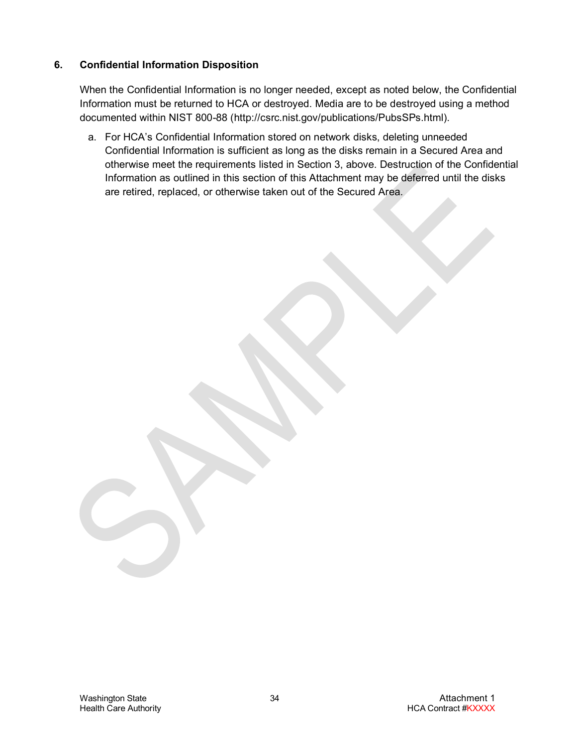## 6. Confidential Information Disposition

When the Confidential Information is no longer needed, except as noted below, the Confidential Information must be returned to HCA or destroyed. Media are to be destroyed using a method documented within NIST 800-88 (http://csrc.nist.gov/publications/PubsSPs.html).

a. For HCA's Confidential Information stored on network disks, deleting unneeded Confidential Information is sufficient as long as the disks remain in a Secured Area and otherwise meet the requirements listed in Section 3, above. Destruction of the Confidential Information as outlined in this section of this Attachment may be deferred until the disks are retired, replaced, or otherwise taken out of the Secured Area.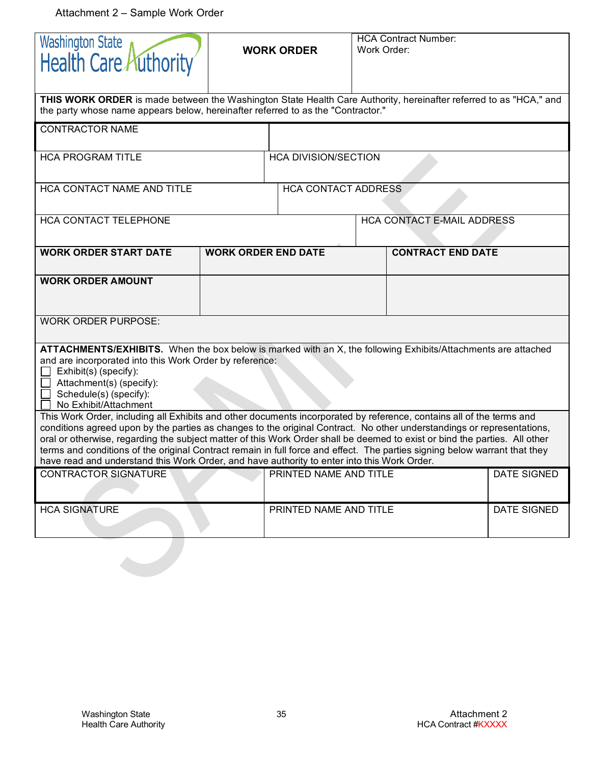Attachment 2 – Sample Work Order

| Washington State Health Care Authority | **WORK ORDER** | HCA Contract Number:<br>Work Order: |
|---|---|---|

**THIS WORK ORDER** is made between the Washington State Health Care Authority, hereinafter referred to as "HCA," and the party whose name appears below, hereinafter referred to as the "Contractor."

| CONTRACTOR NAME | |
|---|---|
| HCA PROGRAM TITLE | HCA DIVISION/SECTION |
| HCA CONTACT NAME AND TITLE | HCA CONTACT ADDRESS |
| HCA CONTACT TELEPHONE | HCA CONTACT E-MAIL ADDRESS |

| **WORK ORDER START DATE** | **WORK ORDER END DATE** | **CONTRACT END DATE** |
|---|---|---|
| **WORK ORDER AMOUNT** | | |

WORK ORDER PURPOSE:

**ATTACHMENTS/EXHIBITS.** When the box below is marked with an X, the following Exhibits/Attachments are attached and are incorporated into this Work Order by reference:

- ☐ Exhibit(s) (specify):
- ☐ Attachment(s) (specify):
- ☐ Schedule(s) (specify):
- ☐ No Exhibit/Attachment

This Work Order, including all Exhibits and other documents incorporated by reference, contains all of the terms and conditions agreed upon by the parties as changes to the original Contract. No other understandings or representations, oral or otherwise, regarding the subject matter of this Work Order shall be deemed to exist or bind the parties. All other terms and conditions of the original Contract remain in full force and effect. The parties signing below warrant that they have read and understand this Work Order, and have authority to enter into this Work Order.

| CONTRACTOR SIGNATURE | PRINTED NAME AND TITLE | DATE SIGNED |
|---|---|---|
| HCA SIGNATURE | PRINTED NAME AND TITLE | DATE SIGNED |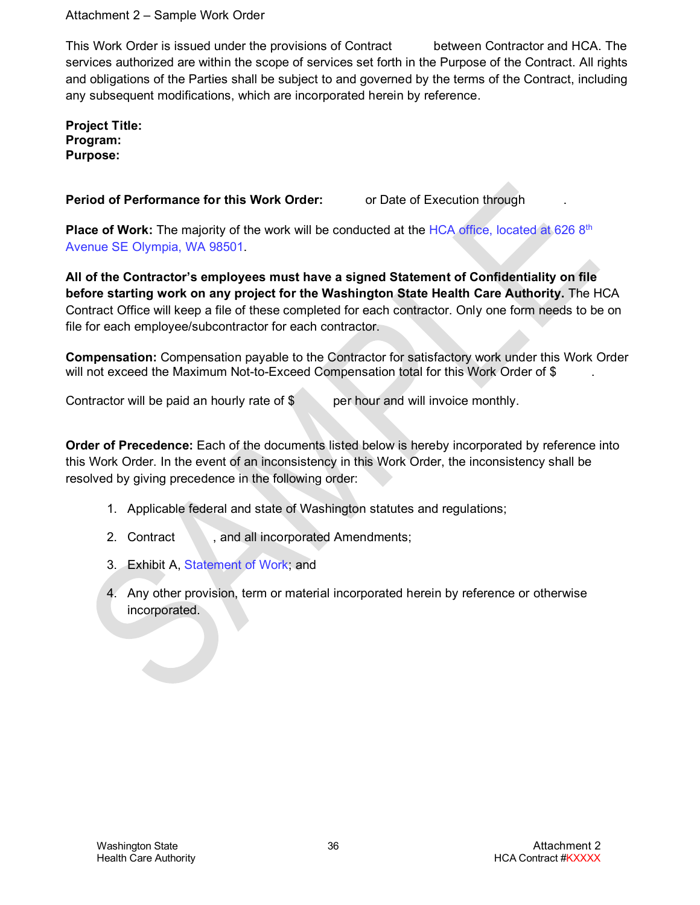Attachment 2 – Sample Work Order

This Work Order is issued under the provisions of Contract between Contractor and HCA. The services authorized are within the scope of services set forth in the Purpose of the Contract. All rights and obligations of the Parties shall be subject to and governed by the terms of the Contract, including any subsequent modifications, which are incorporated herein by reference.

**Project Title:**
**Program:**
**Purpose:**

**Period of Performance for this Work Order:** or Date of Execution through .

**Place of Work:** The majority of the work will be conducted at the HCA office, located at 626 8th Avenue SE Olympia, WA 98501.

**All of the Contractor's employees must have a signed Statement of Confidentiality on file before starting work on any project for the Washington State Health Care Authority.** The HCA Contract Office will keep a file of these completed for each contractor. Only one form needs to be on file for each employee/subcontractor for each contractor.

**Compensation:** Compensation payable to the Contractor for satisfactory work under this Work Order will not exceed the Maximum Not-to-Exceed Compensation total for this Work Order of $ .

Contractor will be paid an hourly rate of $ per hour and will invoice monthly.

**Order of Precedence:** Each of the documents listed below is hereby incorporated by reference into this Work Order. In the event of an inconsistency in this Work Order, the inconsistency shall be resolved by giving precedence in the following order:

1. Applicable federal and state of Washington statutes and regulations;
2. Contract , and all incorporated Amendments;
3. Exhibit A, Statement of Work; and
4. Any other provision, term or material incorporated herein by reference or otherwise incorporated.